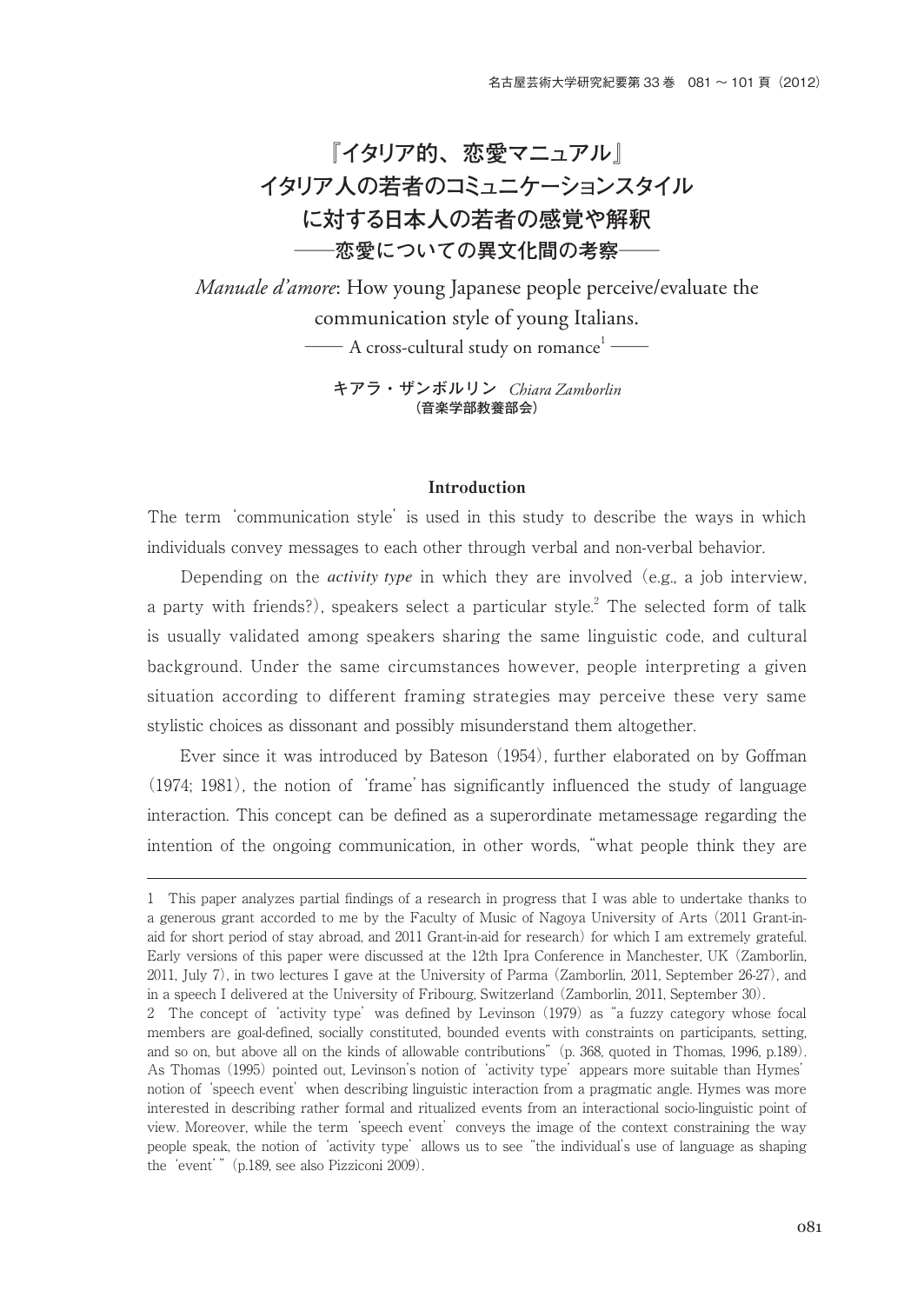# 『イタリア的、恋愛マニュアル』イタリア人の若者のコミュニケーションスタイルに対する日本人の若者の感覚や解釈

## ――恋愛についての異文化間の考察――

# *Manuale d'amore*: How young Japanese people perceive/evaluate the communication style of young Italians.

## ―― A cross-cultural study on romance[1] ――

**キアラ・ザンボルリン** *Chiara Zamborlin*
**（音楽学部教養部会）**

### Introduction

The term 'communication style' is used in this study to describe the ways in which individuals convey messages to each other through verbal and non-verbal behavior.

Depending on the *activity type* in which they are involved (e.g., a job interview, a party with friends?), speakers select a particular style.[2] The selected form of talk is usually validated among speakers sharing the same linguistic code, and cultural background. Under the same circumstances however, people interpreting a given situation according to different framing strategies may perceive these very same stylistic choices as dissonant and possibly misunderstand them altogether.

Ever since it was introduced by Bateson (1954), further elaborated on by Goffman (1974; 1981), the notion of 'frame' has significantly influenced the study of language interaction. This concept can be defined as a superordinate metamessage regarding the intention of the ongoing communication, in other words, "what people think they are

---

1 This paper analyzes partial findings of a research in progress that I was able to undertake thanks to a generous grant accorded to me by the Faculty of Music of Nagoya University of Arts (2011 Grant-in-aid for short period of stay abroad, and 2011 Grant-in-aid for research) for which I am extremely grateful. Early versions of this paper were discussed at the 12th Ipra Conference in Manchester, UK (Zamborlin, 2011, July 7), in two lectures I gave at the University of Parma (Zamborlin, 2011, September 26-27), and in a speech I delivered at the University of Fribourg, Switzerland (Zamborlin, 2011, September 30).

2 The concept of 'activity type' was defined by Levinson (1979) as "a fuzzy category whose focal members are goal-defined, socially constituted, bounded events with constraints on participants, setting, and so on, but above all on the kinds of allowable contributions" (p. 368, quoted in Thomas, 1996, p.189). As Thomas (1995) pointed out, Levinson's notion of 'activity type' appears more suitable than Hymes' notion of 'speech event' when describing linguistic interaction from a pragmatic angle. Hymes was more interested in describing rather formal and ritualized events from an interactional socio-linguistic point of view. Moreover, while the term 'speech event' conveys the image of the context constraining the way people speak, the notion of 'activity type' allows us to see "the individual's use of language as shaping the 'event'" (p.189, see also Pizziconi 2009).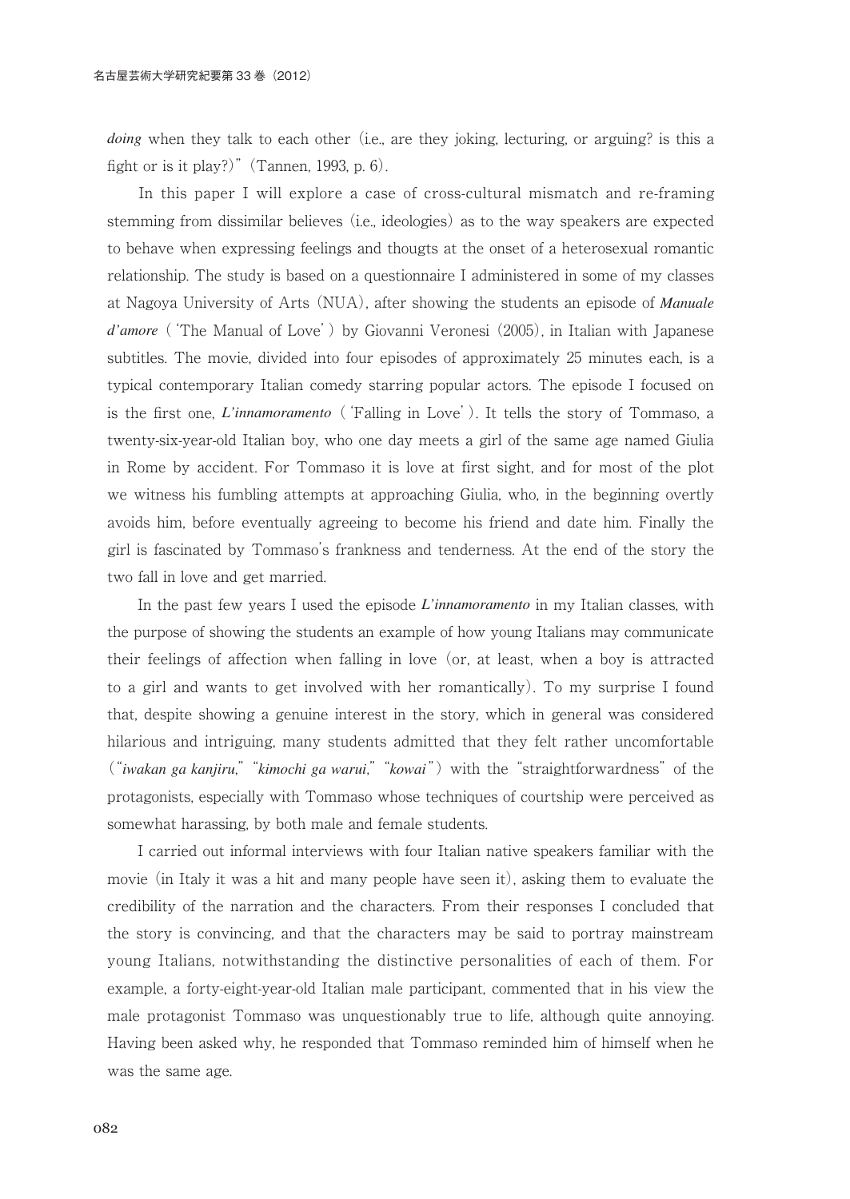*doing* when they talk to each other (i.e., are they joking, lecturing, or arguing? is this a fight or is it play?)" (Tannen, 1993, p. 6).

In this paper I will explore a case of cross-cultural mismatch and re-framing stemming from dissimilar believes (i.e., ideologies) as to the way speakers are expected to behave when expressing feelings and thougts at the onset of a heterosexual romantic relationship. The study is based on a questionnaire I administered in some of my classes at Nagoya University of Arts (NUA), after showing the students an episode of ***Manuale d'amore*** ('The Manual of Love') by Giovanni Veronesi (2005), in Italian with Japanese subtitles. The movie, divided into four episodes of approximately 25 minutes each, is a typical contemporary Italian comedy starring popular actors. The episode I focused on is the first one, ***L'innamoramento*** ('Falling in Love'). It tells the story of Tommaso, a twenty-six-year-old Italian boy, who one day meets a girl of the same age named Giulia in Rome by accident. For Tommaso it is love at first sight, and for most of the plot we witness his fumbling attempts at approaching Giulia, who, in the beginning overtly avoids him, before eventually agreeing to become his friend and date him. Finally the girl is fascinated by Tommaso's frankness and tenderness. At the end of the story the two fall in love and get married.

In the past few years I used the episode ***L'innamoramento*** in my Italian classes, with the purpose of showing the students an example of how young Italians may communicate their feelings of affection when falling in love (or, at least, when a boy is attracted to a girl and wants to get involved with her romantically). To my surprise I found that, despite showing a genuine interest in the story, which in general was considered hilarious and intriguing, many students admitted that they felt rather uncomfortable ("*iwakan ga kanjiru*," "*kimochi ga warui*," "*kowai*") with the "straightforwardness" of the protagonists, especially with Tommaso whose techniques of courtship were perceived as somewhat harassing, by both male and female students.

I carried out informal interviews with four Italian native speakers familiar with the movie (in Italy it was a hit and many people have seen it), asking them to evaluate the credibility of the narration and the characters. From their responses I concluded that the story is convincing, and that the characters may be said to portray mainstream young Italians, notwithstanding the distinctive personalities of each of them. For example, a forty-eight-year-old Italian male participant, commented that in his view the male protagonist Tommaso was unquestionably true to life, although quite annoying. Having been asked why, he responded that Tommaso reminded him of himself when he was the same age.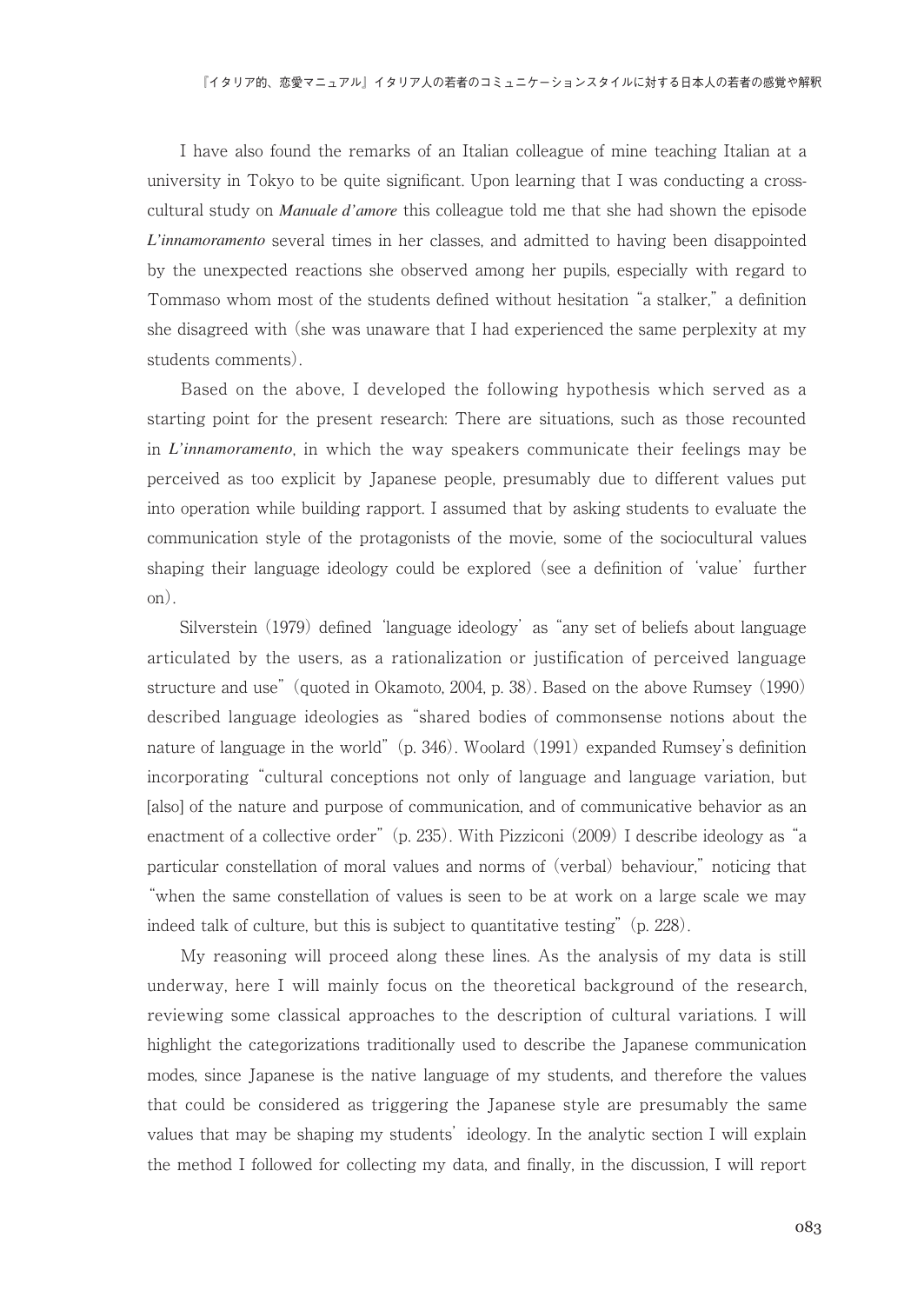I have also found the remarks of an Italian colleague of mine teaching Italian at a university in Tokyo to be quite significant. Upon learning that I was conducting a cross-cultural study on ***Manuale d'amore*** this colleague told me that she had shown the episode ***L'innamoramento*** several times in her classes, and admitted to having been disappointed by the unexpected reactions she observed among her pupils, especially with regard to Tommaso whom most of the students defined without hesitation "a stalker," a definition she disagreed with (she was unaware that I had experienced the same perplexity at my students comments).

Based on the above, I developed the following hypothesis which served as a starting point for the present research: There are situations, such as those recounted in ***L'innamoramento***, in which the way speakers communicate their feelings may be perceived as too explicit by Japanese people, presumably due to different values put into operation while building rapport. I assumed that by asking students to evaluate the communication style of the protagonists of the movie, some of the sociocultural values shaping their language ideology could be explored (see a definition of 'value' further on).

Silverstein (1979) defined 'language ideology' as "any set of beliefs about language articulated by the users, as a rationalization or justification of perceived language structure and use" (quoted in Okamoto, 2004, p. 38). Based on the above Rumsey (1990) described language ideologies as "shared bodies of commonsense notions about the nature of language in the world" (p. 346). Woolard (1991) expanded Rumsey's definition incorporating "cultural conceptions not only of language and language variation, but [also] of the nature and purpose of communication, and of communicative behavior as an enactment of a collective order" (p. 235). With Pizziconi (2009) I describe ideology as "a particular constellation of moral values and norms of (verbal) behaviour," noticing that "when the same constellation of values is seen to be at work on a large scale we may indeed talk of culture, but this is subject to quantitative testing" (p. 228).

My reasoning will proceed along these lines. As the analysis of my data is still underway, here I will mainly focus on the theoretical background of the research, reviewing some classical approaches to the description of cultural variations. I will highlight the categorizations traditionally used to describe the Japanese communication modes, since Japanese is the native language of my students, and therefore the values that could be considered as triggering the Japanese style are presumably the same values that may be shaping my students' ideology. In the analytic section I will explain the method I followed for collecting my data, and finally, in the discussion, I will report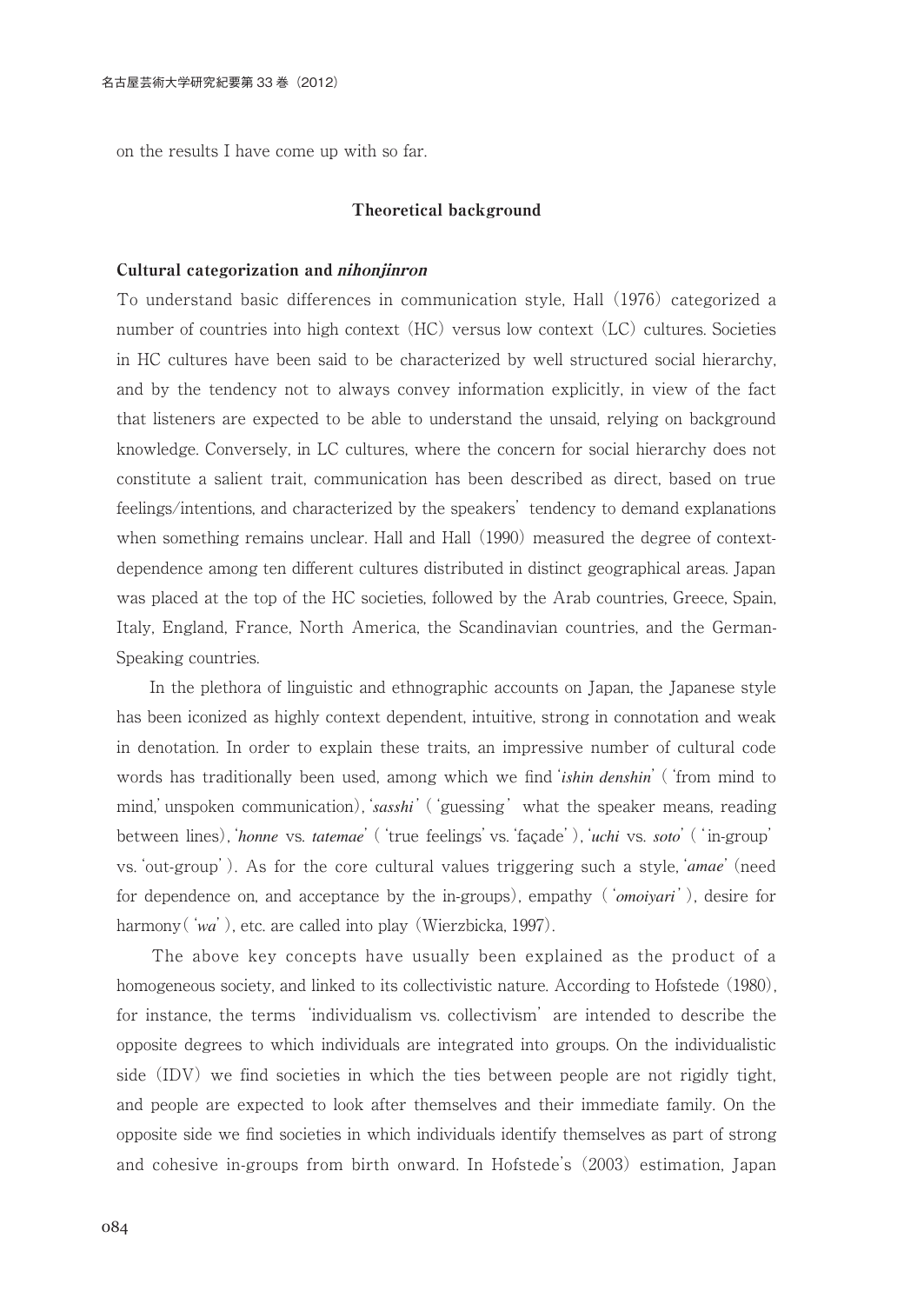on the results I have come up with so far.

## Theoretical background

### Cultural categorization and *nihonjinron*

To understand basic differences in communication style, Hall (1976) categorized a number of countries into high context (HC) versus low context (LC) cultures. Societies in HC cultures have been said to be characterized by well structured social hierarchy, and by the tendency not to always convey information explicitly, in view of the fact that listeners are expected to be able to understand the unsaid, relying on background knowledge. Conversely, in LC cultures, where the concern for social hierarchy does not constitute a salient trait, communication has been described as direct, based on true feelings/intentions, and characterized by the speakers' tendency to demand explanations when something remains unclear. Hall and Hall (1990) measured the degree of context-dependence among ten different cultures distributed in distinct geographical areas. Japan was placed at the top of the HC societies, followed by the Arab countries, Greece, Spain, Italy, England, France, North America, the Scandinavian countries, and the German-Speaking countries.

In the plethora of linguistic and ethnographic accounts on Japan, the Japanese style has been iconized as highly context dependent, intuitive, strong in connotation and weak in denotation. In order to explain these traits, an impressive number of cultural code words has traditionally been used, among which we find '*ishin denshin*' ('from mind to mind,' unspoken communication), '*sasshi*' ('guessing' what the speaker means, reading between lines), '*honne* vs. *tatemae*' ('true feelings' vs. 'façade'), '*uchi* vs. *soto*' ('in-group' vs. 'out-group'). As for the core cultural values triggering such a style, '*amae*' (need for dependence on, and acceptance by the in-groups), empathy ('*omoiyari*'), desire for harmony ('*wa*'), etc. are called into play (Wierzbicka, 1997).

The above key concepts have usually been explained as the product of a homogeneous society, and linked to its collectivistic nature. According to Hofstede (1980), for instance, the terms 'individualism vs. collectivism' are intended to describe the opposite degrees to which individuals are integrated into groups. On the individualistic side (IDV) we find societies in which the ties between people are not rigidly tight, and people are expected to look after themselves and their immediate family. On the opposite side we find societies in which individuals identify themselves as part of strong and cohesive in-groups from birth onward. In Hofstede's (2003) estimation, Japan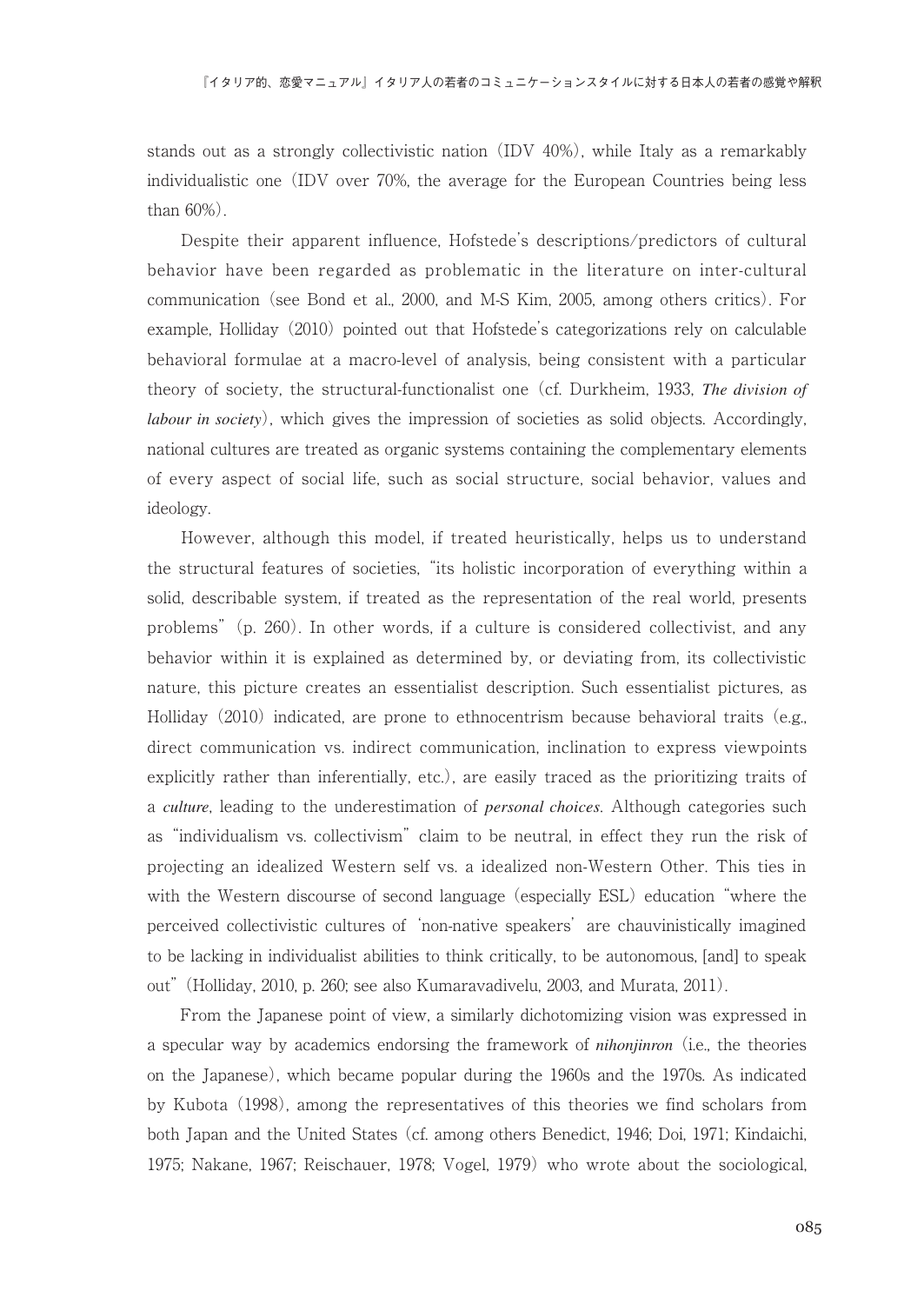stands out as a strongly collectivistic nation (IDV 40%), while Italy as a remarkably individualistic one (IDV over 70%, the average for the European Countries being less than 60%).

Despite their apparent influence, Hofstede's descriptions/predictors of cultural behavior have been regarded as problematic in the literature on inter-cultural communication (see Bond et al., 2000, and M-S Kim, 2005, among others critics). For example, Holliday (2010) pointed out that Hofstede's categorizations rely on calculable behavioral formulae at a macro-level of analysis, being consistent with a particular theory of society, the structural-functionalist one (cf. Durkheim, 1933, ***The division of labour in society***), which gives the impression of societies as solid objects. Accordingly, national cultures are treated as organic systems containing the complementary elements of every aspect of social life, such as social structure, social behavior, values and ideology.

However, although this model, if treated heuristically, helps us to understand the structural features of societies, "its holistic incorporation of everything within a solid, describable system, if treated as the representation of the real world, presents problems" (p. 260). In other words, if a culture is considered collectivist, and any behavior within it is explained as determined by, or deviating from, its collectivistic nature, this picture creates an essentialist description. Such essentialist pictures, as Holliday (2010) indicated, are prone to ethnocentrism because behavioral traits (e.g., direct communication vs. indirect communication, inclination to express viewpoints explicitly rather than inferentially, etc.), are easily traced as the prioritizing traits of a ***culture***, leading to the underestimation of ***personal choices***. Although categories such as "individualism vs. collectivism" claim to be neutral, in effect they run the risk of projecting an idealized Western self vs. a idealized non-Western Other. This ties in with the Western discourse of second language (especially ESL) education "where the perceived collectivistic cultures of 'non-native speakers' are chauvinistically imagined to be lacking in individualist abilities to think critically, to be autonomous, [and] to speak out" (Holliday, 2010, p. 260; see also Kumaravadivelu, 2003, and Murata, 2011).

From the Japanese point of view, a similarly dichotomizing vision was expressed in a specular way by academics endorsing the framework of ***nihonjinron*** (i.e., the theories on the Japanese), which became popular during the 1960s and the 1970s. As indicated by Kubota (1998), among the representatives of this theories we find scholars from both Japan and the United States (cf. among others Benedict, 1946; Doi, 1971; Kindaichi, 1975; Nakane, 1967; Reischauer, 1978; Vogel, 1979) who wrote about the sociological,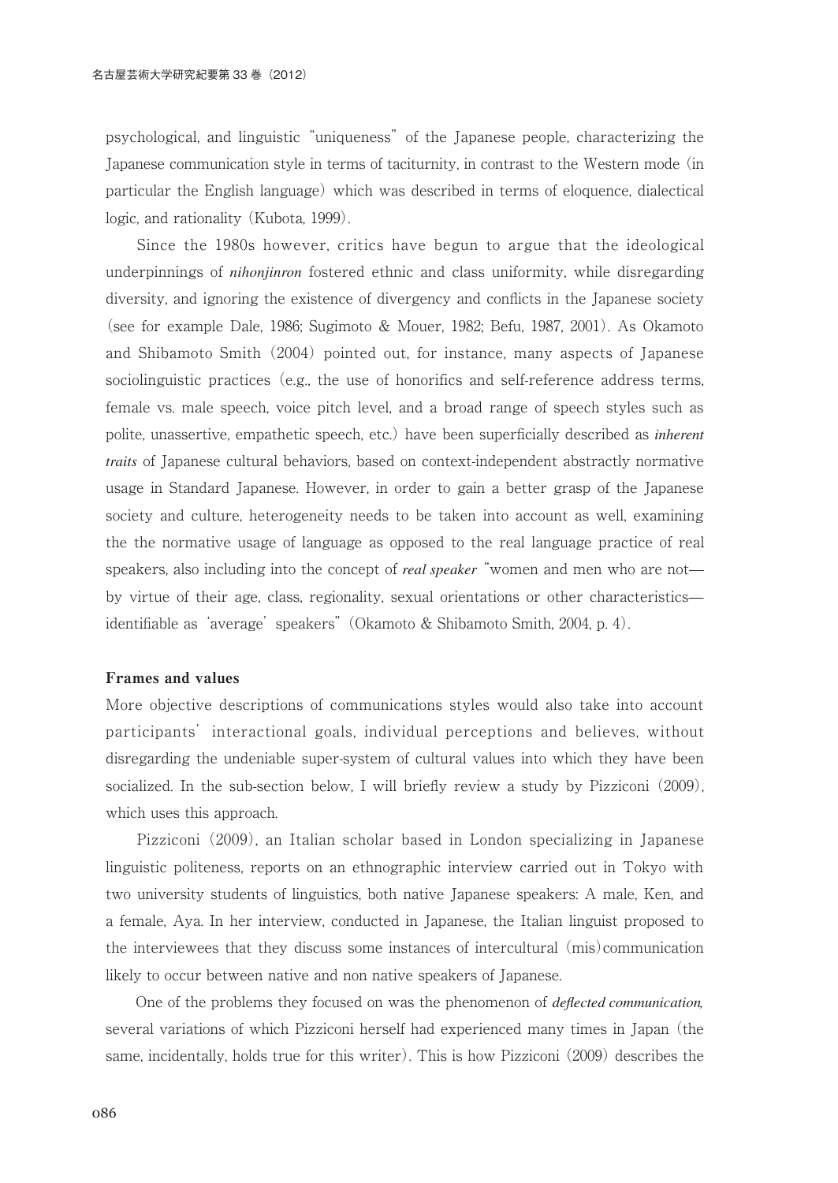psychological, and linguistic "uniqueness" of the Japanese people, characterizing the Japanese communication style in terms of taciturnity, in contrast to the Western mode (in particular the English language) which was described in terms of eloquence, dialectical logic, and rationality (Kubota, 1999).

Since the 1980s however, critics have begun to argue that the ideological underpinnings of ***nihonjinron*** fostered ethnic and class uniformity, while disregarding diversity, and ignoring the existence of divergency and conflicts in the Japanese society (see for example Dale, 1986; Sugimoto & Mouer, 1982; Befu, 1987, 2001). As Okamoto and Shibamoto Smith (2004) pointed out, for instance, many aspects of Japanese sociolinguistic practices (e.g., the use of honorifics and self-reference address terms, female vs. male speech, voice pitch level, and a broad range of speech styles such as polite, unassertive, empathetic speech, etc.) have been superficially described as ***inherent traits*** of Japanese cultural behaviors, based on context-independent abstractly normative usage in Standard Japanese. However, in order to gain a better grasp of the Japanese society and culture, heterogeneity needs to be taken into account as well, examining the the normative usage of language as opposed to the real language practice of real speakers, also including into the concept of ***real speaker*** "women and men who are not—by virtue of their age, class, regionality, sexual orientations or other characteristics—identifiable as 'average' speakers" (Okamoto & Shibamoto Smith, 2004, p. 4).

**Frames and values**

More objective descriptions of communications styles would also take into account participants' interactional goals, individual perceptions and believes, without disregarding the undeniable super-system of cultural values into which they have been socialized. In the sub-section below, I will briefly review a study by Pizziconi (2009), which uses this approach.

Pizziconi (2009), an Italian scholar based in London specializing in Japanese linguistic politeness, reports on an ethnographic interview carried out in Tokyo with two university students of linguistics, both native Japanese speakers: A male, Ken, and a female, Aya. In her interview, conducted in Japanese, the Italian linguist proposed to the interviewees that they discuss some instances of intercultural (mis)communication likely to occur between native and non native speakers of Japanese.

One of the problems they focused on was the phenomenon of ***deflected communication***, several variations of which Pizziconi herself had experienced many times in Japan (the same, incidentally, holds true for this writer). This is how Pizziconi (2009) describes the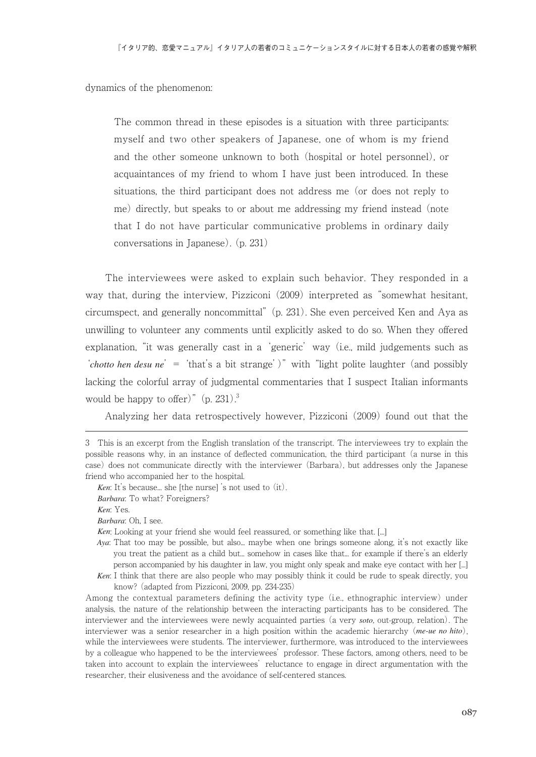dynamics of the phenomenon:

> The common thread in these episodes is a situation with three participants: myself and two other speakers of Japanese, one of whom is my friend and the other someone unknown to both (hospital or hotel personnel), or acquaintances of my friend to whom I have just been introduced. In these situations, the third participant does not address me (or does not reply to me) directly, but speaks to or about me addressing my friend instead (note that I do not have particular communicative problems in ordinary daily conversations in Japanese). (p. 231)

The interviewees were asked to explain such behavior. They responded in a way that, during the interview, Pizziconi (2009) interpreted as "somewhat hesitant, circumspect, and generally noncommittal" (p. 231). She even perceived Ken and Aya as unwilling to volunteer any comments until explicitly asked to do so. When they offered explanation, "it was generally cast in a 'generic' way (i.e., mild judgements such as '*chotto hen desu ne*' = 'that's a bit strange')" with "light polite laughter (and possibly lacking the colorful array of judgmental commentaries that I suspect Italian informants would be happy to offer)" (p. 231).[3]

Analyzing her data retrospectively however, Pizziconi (2009) found out that the

---

3 This is an excerpt from the English translation of the transcript. The interviewees try to explain the possible reasons why, in an instance of deflected communication, the third participant (a nurse in this case) does not communicate directly with the interviewer (Barbara), but addresses only the Japanese friend who accompanied her to the hospital.

*Ken*: It's because... she [the nurse] 's not used to (it).

*Barbara*: To what? Foreigners?

*Ken*: Yes.

*Barbara*: Oh, I see.

*Ken*: Looking at your friend she would feel reassured, or something like that. [...]

*Aya*: That too may be possible, but also... maybe when one brings someone along, it's not exactly like you treat the patient as a child but... somehow in cases like that... for example if there's an elderly person accompanied by his daughter in law, you might only speak and make eye contact with her [...]

*Ken*: I think that there are also people who may possibly think it could be rude to speak directly, you know? (adapted from Pizziconi, 2009, pp. 234-235)

Among the contextual parameters defining the activity type (i.e., ethnographic interview) under analysis, the nature of the relationship between the interacting participants has to be considered. The interviewer and the interviewees were newly acquainted parties (a very *soto*, out-group, relation). The interviewer was a senior researcher in a high position within the academic hierarchy (*me-ue no hito*), while the interviewees were students. The interviewer, furthermore, was introduced to the interviewees by a colleague who happened to be the interviewees' professor. These factors, among others, need to be taken into account to explain the interviewees' reluctance to engage in direct argumentation with the researcher, their elusiveness and the avoidance of self-centered stances.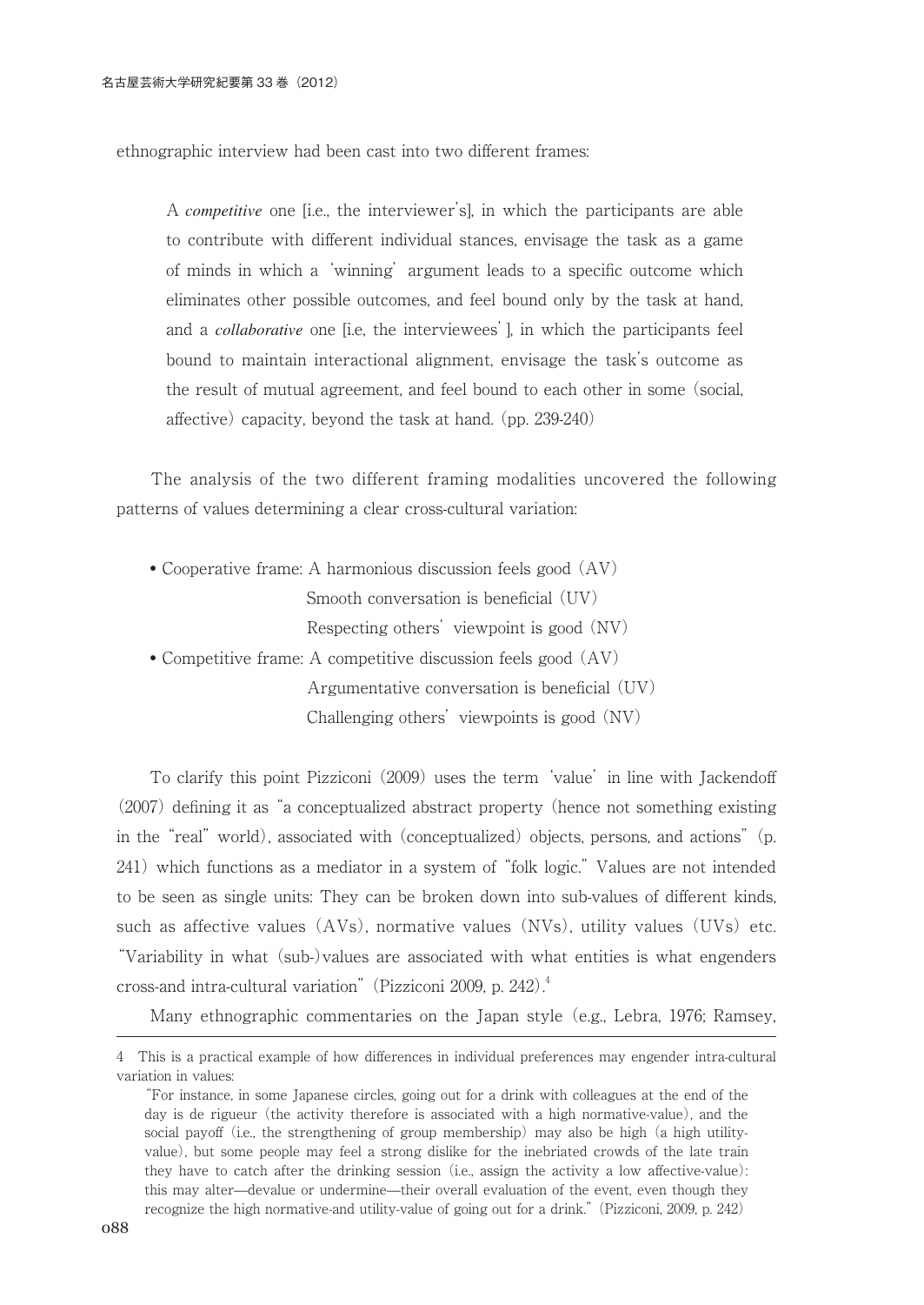ethnographic interview had been cast into two different frames:

> A *competitive* one [i.e., the interviewer's], in which the participants are able to contribute with different individual stances, envisage the task as a game of minds in which a 'winning' argument leads to a specific outcome which eliminates other possible outcomes, and feel bound only by the task at hand, and a *collaborative* one [i.e, the interviewees'], in which the participants feel bound to maintain interactional alignment, envisage the task's outcome as the result of mutual agreement, and feel bound to each other in some (social, affective) capacity, beyond the task at hand. (pp. 239-240)

The analysis of the two different framing modalities uncovered the following patterns of values determining a clear cross-cultural variation:

- Cooperative frame: A harmonious discussion feels good (AV)
  Smooth conversation is beneficial (UV)
  Respecting others' viewpoint is good (NV)
- Competitive frame: A competitive discussion feels good (AV)
  Argumentative conversation is beneficial (UV)
  Challenging others' viewpoints is good (NV)

To clarify this point Pizziconi (2009) uses the term 'value' in line with Jackendoff (2007) defining it as "a conceptualized abstract property (hence not something existing in the "real" world), associated with (conceptualized) objects, persons, and actions" (p. 241) which functions as a mediator in a system of "folk logic." Values are not intended to be seen as single units: They can be broken down into sub-values of different kinds, such as affective values (AVs), normative values (NVs), utility values (UVs) etc. "Variability in what (sub-)values are associated with what entities is what engenders cross-and intra-cultural variation" (Pizziconi 2009, p. 242).[4]

Many ethnographic commentaries on the Japan style (e.g., Lebra, 1976; Ramsey,

---

4 This is a practical example of how differences in individual preferences may engender intra-cultural variation in values:

"For instance, in some Japanese circles, going out for a drink with colleagues at the end of the day is de rigueur (the activity therefore is associated with a high normative-value), and the social payoff (i.e., the strengthening of group membership) may also be high (a high utility-value), but some people may feel a strong dislike for the inebriated crowds of the late train they have to catch after the drinking session (i.e., assign the activity a low affective-value): this may alter—devalue or undermine—their overall evaluation of the event, even though they recognize the high normative-and utility-value of going out for a drink." (Pizziconi, 2009, p. 242)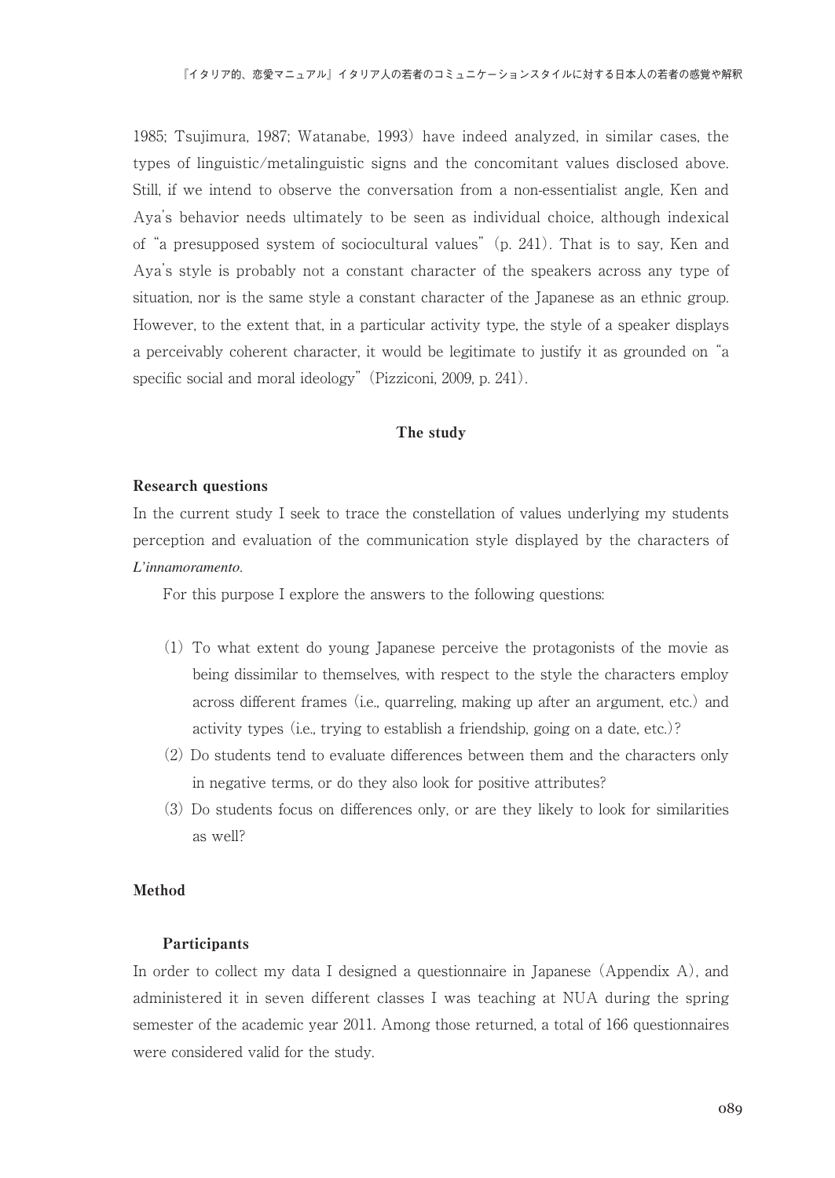1985; Tsujimura, 1987; Watanabe, 1993) have indeed analyzed, in similar cases, the types of linguistic/metalinguistic signs and the concomitant values disclosed above. Still, if we intend to observe the conversation from a non-essentialist angle, Ken and Aya's behavior needs ultimately to be seen as individual choice, although indexical of "a presupposed system of sociocultural values" (p. 241). That is to say, Ken and Aya's style is probably not a constant character of the speakers across any type of situation, nor is the same style a constant character of the Japanese as an ethnic group. However, to the extent that, in a particular activity type, the style of a speaker displays a perceivably coherent character, it would be legitimate to justify it as grounded on "a specific social and moral ideology" (Pizziconi, 2009, p. 241).

## The study

### Research questions

In the current study I seek to trace the constellation of values underlying my students perception and evaluation of the communication style displayed by the characters of *L'innamoramento*.

For this purpose I explore the answers to the following questions:

(1) To what extent do young Japanese perceive the protagonists of the movie as being dissimilar to themselves, with respect to the style the characters employ across different frames (i.e., quarreling, making up after an argument, etc.) and activity types (i.e., trying to establish a friendship, going on a date, etc.)?

(2) Do students tend to evaluate differences between them and the characters only in negative terms, or do they also look for positive attributes?

(3) Do students focus on differences only, or are they likely to look for similarities as well?

### Method

#### Participants

In order to collect my data I designed a questionnaire in Japanese (Appendix A), and administered it in seven different classes I was teaching at NUA during the spring semester of the academic year 2011. Among those returned, a total of 166 questionnaires were considered valid for the study.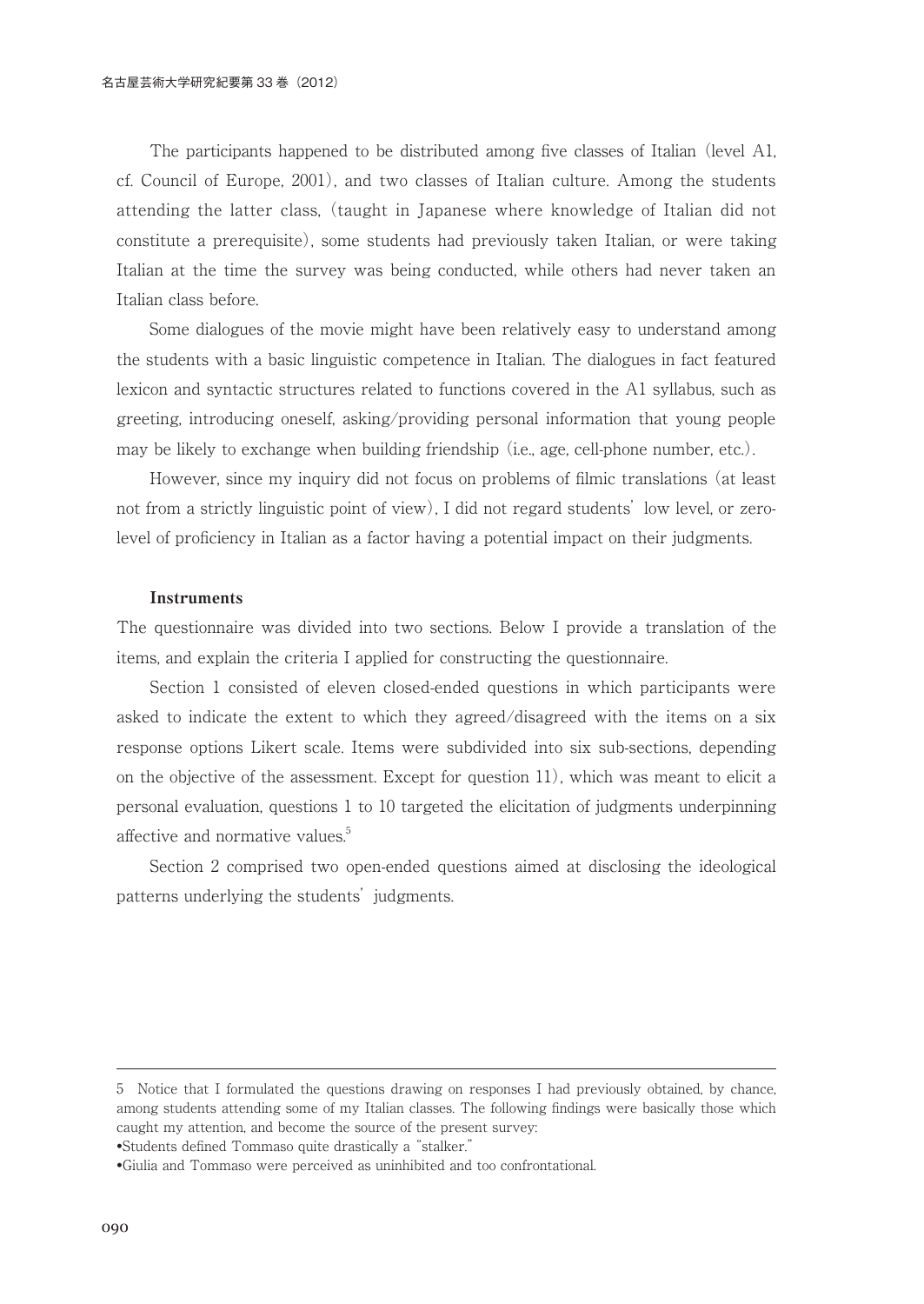The participants happened to be distributed among five classes of Italian (level A1, cf. Council of Europe, 2001), and two classes of Italian culture. Among the students attending the latter class, (taught in Japanese where knowledge of Italian did not constitute a prerequisite), some students had previously taken Italian, or were taking Italian at the time the survey was being conducted, while others had never taken an Italian class before.

Some dialogues of the movie might have been relatively easy to understand among the students with a basic linguistic competence in Italian. The dialogues in fact featured lexicon and syntactic structures related to functions covered in the A1 syllabus, such as greeting, introducing oneself, asking/providing personal information that young people may be likely to exchange when building friendship (i.e., age, cell-phone number, etc.).

However, since my inquiry did not focus on problems of filmic translations (at least not from a strictly linguistic point of view), I did not regard students' low level, or zero-level of proficiency in Italian as a factor having a potential impact on their judgments.

**Instruments**

The questionnaire was divided into two sections. Below I provide a translation of the items, and explain the criteria I applied for constructing the questionnaire.

Section 1 consisted of eleven closed-ended questions in which participants were asked to indicate the extent to which they agreed/disagreed with the items on a six response options Likert scale. Items were subdivided into six sub-sections, depending on the objective of the assessment. Except for question 11), which was meant to elicit a personal evaluation, questions 1 to 10 targeted the elicitation of judgments underpinning affective and normative values.[5]

Section 2 comprised two open-ended questions aimed at disclosing the ideological patterns underlying the students' judgments.

---

5 Notice that I formulated the questions drawing on responses I had previously obtained, by chance, among students attending some of my Italian classes. The following findings were basically those which caught my attention, and become the source of the present survey:

- Students defined Tommaso quite drastically a "stalker."
- Giulia and Tommaso were perceived as uninhibited and too confrontational.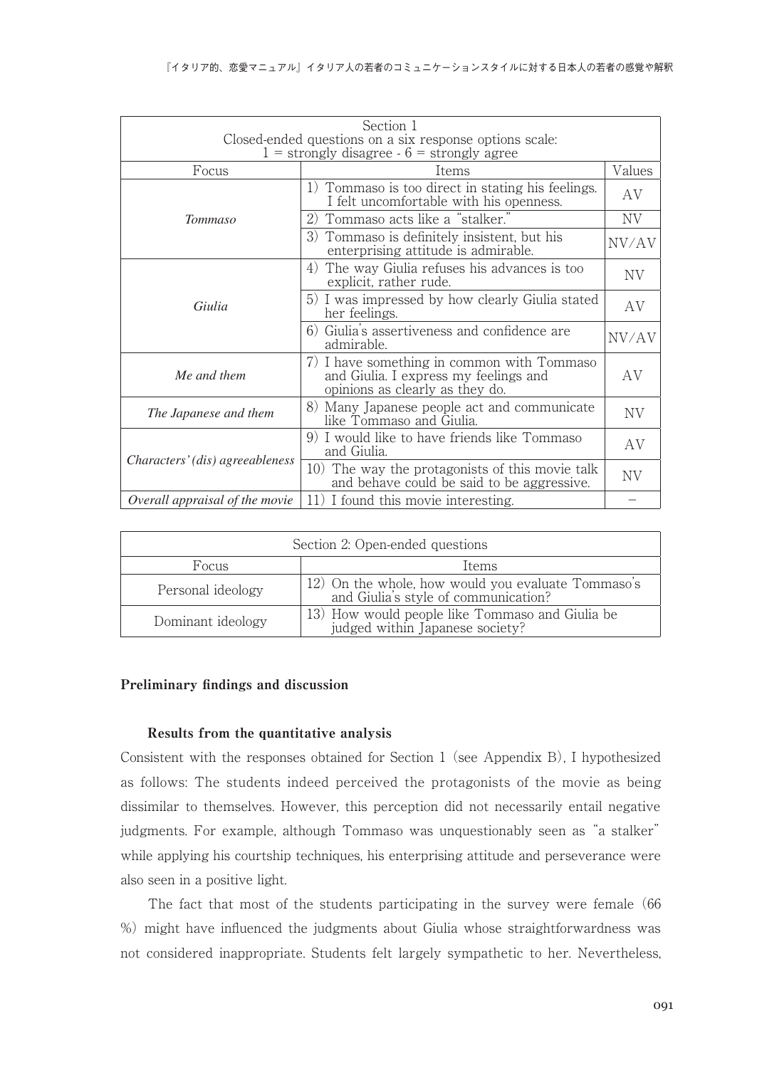| Section 1<br>Closed-ended questions on a six response options scale:<br>1 = strongly disagree - 6 = strongly agree | | |
|---|---|---|
| Focus | Items | Values |
| *Tommaso* | 1) Tommaso is too direct in stating his feelings. I felt uncomfortable with his openness. | AV |
| | 2) Tommaso acts like a "stalker." | NV |
| | 3) Tommaso is definitely insistent, but his enterprising attitude is admirable. | NV/AV |
| *Giulia* | 4) The way Giulia refuses his advances is too explicit, rather rude. | NV |
| | 5) I was impressed by how clearly Giulia stated her feelings. | AV |
| | 6) Giulia's assertiveness and confidence are admirable. | NV/AV |
| *Me and them* | 7) I have something in common with Tommaso and Giulia. I express my feelings and opinions as clearly as they do. | AV |
| *The Japanese and them* | 8) Many Japanese people act and communicate like Tommaso and Giulia. | NV |
| *Characters' (dis) agreeableness* | 9) I would like to have friends like Tommaso and Giulia. | AV |
| | 10) The way the protagonists of this movie talk and behave could be said to be aggressive. | NV |
| *Overall appraisal of the movie* | 11) I found this movie interesting. | – |

| Section 2: Open-ended questions | |
|---|---|
| Focus | Items |
| Personal ideology | 12) On the whole, how would you evaluate Tommaso's and Giulia's style of communication? |
| Dominant ideology | 13) How would people like Tommaso and Giulia be judged within Japanese society? |

## Preliminary findings and discussion

### Results from the quantitative analysis

Consistent with the responses obtained for Section 1 (see Appendix B), I hypothesized as follows: The students indeed perceived the protagonists of the movie as being dissimilar to themselves. However, this perception did not necessarily entail negative judgments. For example, although Tommaso was unquestionably seen as "a stalker" while applying his courtship techniques, his enterprising attitude and perseverance were also seen in a positive light.

The fact that most of the students participating in the survey were female (66 %) might have influenced the judgments about Giulia whose straightforwardness was not considered inappropriate. Students felt largely sympathetic to her. Nevertheless,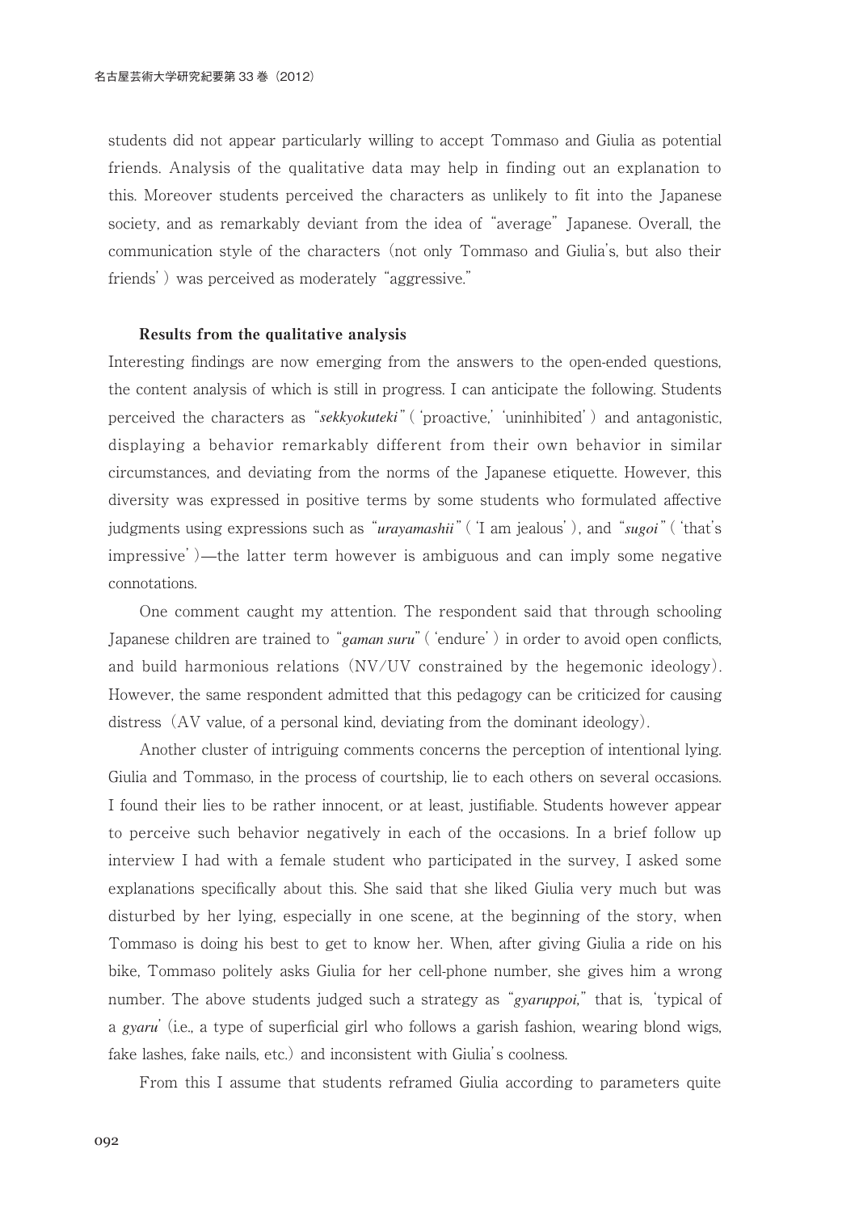students did not appear particularly willing to accept Tommaso and Giulia as potential friends. Analysis of the qualitative data may help in finding out an explanation to this. Moreover students perceived the characters as unlikely to fit into the Japanese society, and as remarkably deviant from the idea of "average" Japanese. Overall, the communication style of the characters (not only Tommaso and Giulia's, but also their friends') was perceived as moderately "aggressive."

### Results from the qualitative analysis

Interesting findings are now emerging from the answers to the open-ended questions, the content analysis of which is still in progress. I can anticipate the following. Students perceived the characters as "*sekkyokuteki*" ('proactive,' 'uninhibited') and antagonistic, displaying a behavior remarkably different from their own behavior in similar circumstances, and deviating from the norms of the Japanese etiquette. However, this diversity was expressed in positive terms by some students who formulated affective judgments using expressions such as "*urayamashii*" ('I am jealous'), and "*sugoi*" ('that's impressive')—the latter term however is ambiguous and can imply some negative connotations.

One comment caught my attention. The respondent said that through schooling Japanese children are trained to "*gaman suru*" ('endure') in order to avoid open conflicts, and build harmonious relations (NV/UV constrained by the hegemonic ideology). However, the same respondent admitted that this pedagogy can be criticized for causing distress (AV value, of a personal kind, deviating from the dominant ideology).

Another cluster of intriguing comments concerns the perception of intentional lying. Giulia and Tommaso, in the process of courtship, lie to each others on several occasions. I found their lies to be rather innocent, or at least, justifiable. Students however appear to perceive such behavior negatively in each of the occasions. In a brief follow up interview I had with a female student who participated in the survey, I asked some explanations specifically about this. She said that she liked Giulia very much but was disturbed by her lying, especially in one scene, at the beginning of the story, when Tommaso is doing his best to get to know her. When, after giving Giulia a ride on his bike, Tommaso politely asks Giulia for her cell-phone number, she gives him a wrong number. The above students judged such a strategy as "*gyaruppoi,*" that is, 'typical of a *gyaru*' (i.e., a type of superficial girl who follows a garish fashion, wearing blond wigs, fake lashes, fake nails, etc.) and inconsistent with Giulia's coolness.

From this I assume that students reframed Giulia according to parameters quite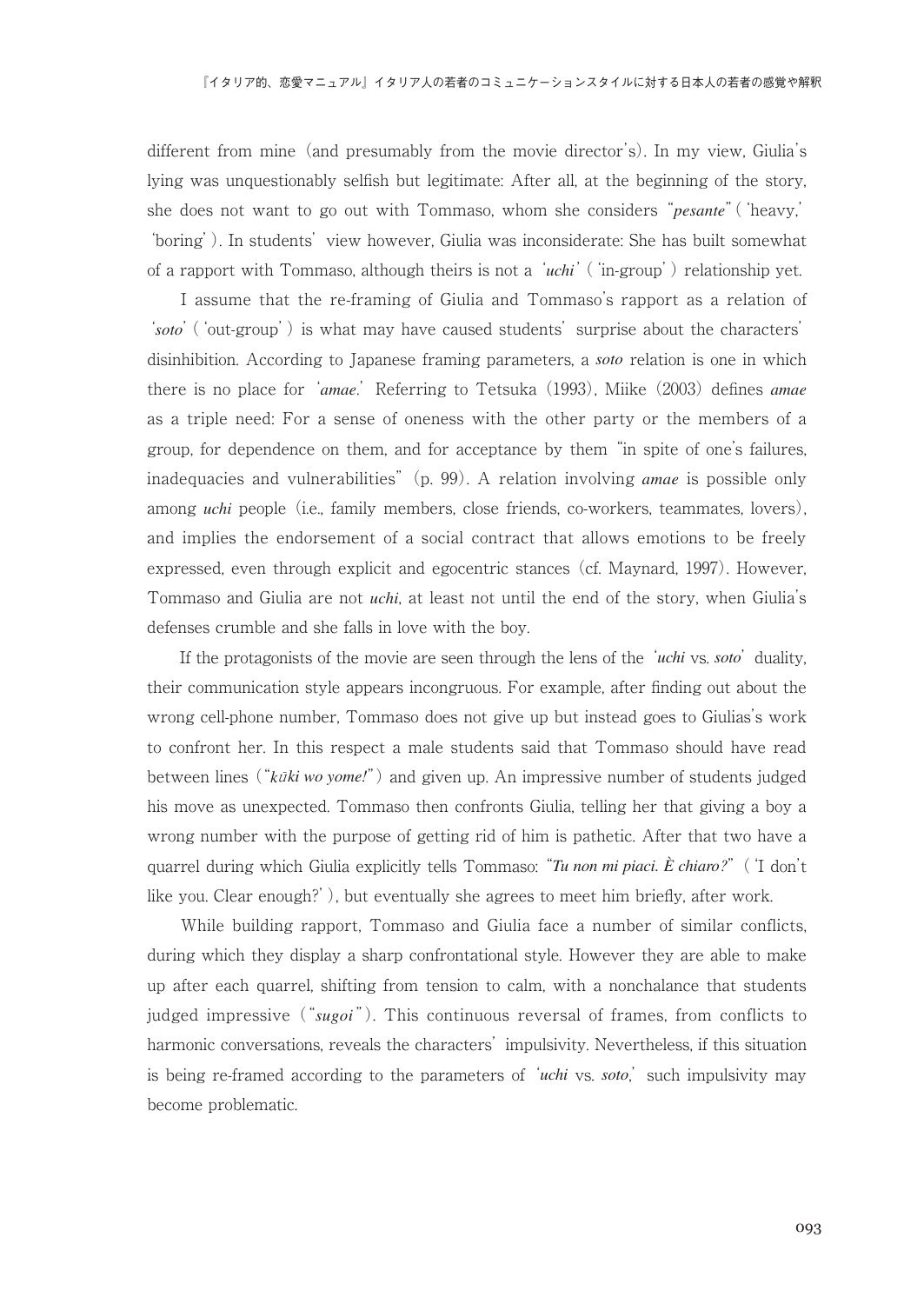different from mine (and presumably from the movie director's). In my view, Giulia's lying was unquestionably selfish but legitimate: After all, at the beginning of the story, she does not want to go out with Tommaso, whom she considers "*pesante*" ('heavy,' 'boring'). In students' view however, Giulia was inconsiderate: She has built somewhat of a rapport with Tommaso, although theirs is not a '*uchi*' ('in-group') relationship yet.

I assume that the re-framing of Giulia and Tommaso's rapport as a relation of '*soto*' ('out-group') is what may have caused students' surprise about the characters' disinhibition. According to Japanese framing parameters, a *soto* relation is one in which there is no place for '*amae*.' Referring to Tetsuka (1993), Miike (2003) defines *amae* as a triple need: For a sense of oneness with the other party or the members of a group, for dependence on them, and for acceptance by them "in spite of one's failures, inadequacies and vulnerabilities" (p. 99). A relation involving *amae* is possible only among *uchi* people (i.e., family members, close friends, co-workers, teammates, lovers), and implies the endorsement of a social contract that allows emotions to be freely expressed, even through explicit and egocentric stances (cf. Maynard, 1997). However, Tommaso and Giulia are not *uchi*, at least not until the end of the story, when Giulia's defenses crumble and she falls in love with the boy.

If the protagonists of the movie are seen through the lens of the '*uchi* vs. *soto*' duality, their communication style appears incongruous. For example, after finding out about the wrong cell-phone number, Tommaso does not give up but instead goes to Giulias's work to confront her. In this respect a male students said that Tommaso should have read between lines ("*kūki wo yome!*") and given up. An impressive number of students judged his move as unexpected. Tommaso then confronts Giulia, telling her that giving a boy a wrong number with the purpose of getting rid of him is pathetic. After that two have a quarrel during which Giulia explicitly tells Tommaso: "*Tu non mi piaci. È chiaro?*" ('I don't like you. Clear enough?'), but eventually she agrees to meet him briefly, after work.

While building rapport, Tommaso and Giulia face a number of similar conflicts, during which they display a sharp confrontational style. However they are able to make up after each quarrel, shifting from tension to calm, with a nonchalance that students judged impressive ("*sugoi*"). This continuous reversal of frames, from conflicts to harmonic conversations, reveals the characters' impulsivity. Nevertheless, if this situation is being re-framed according to the parameters of '*uchi* vs. *soto*,' such impulsivity may become problematic.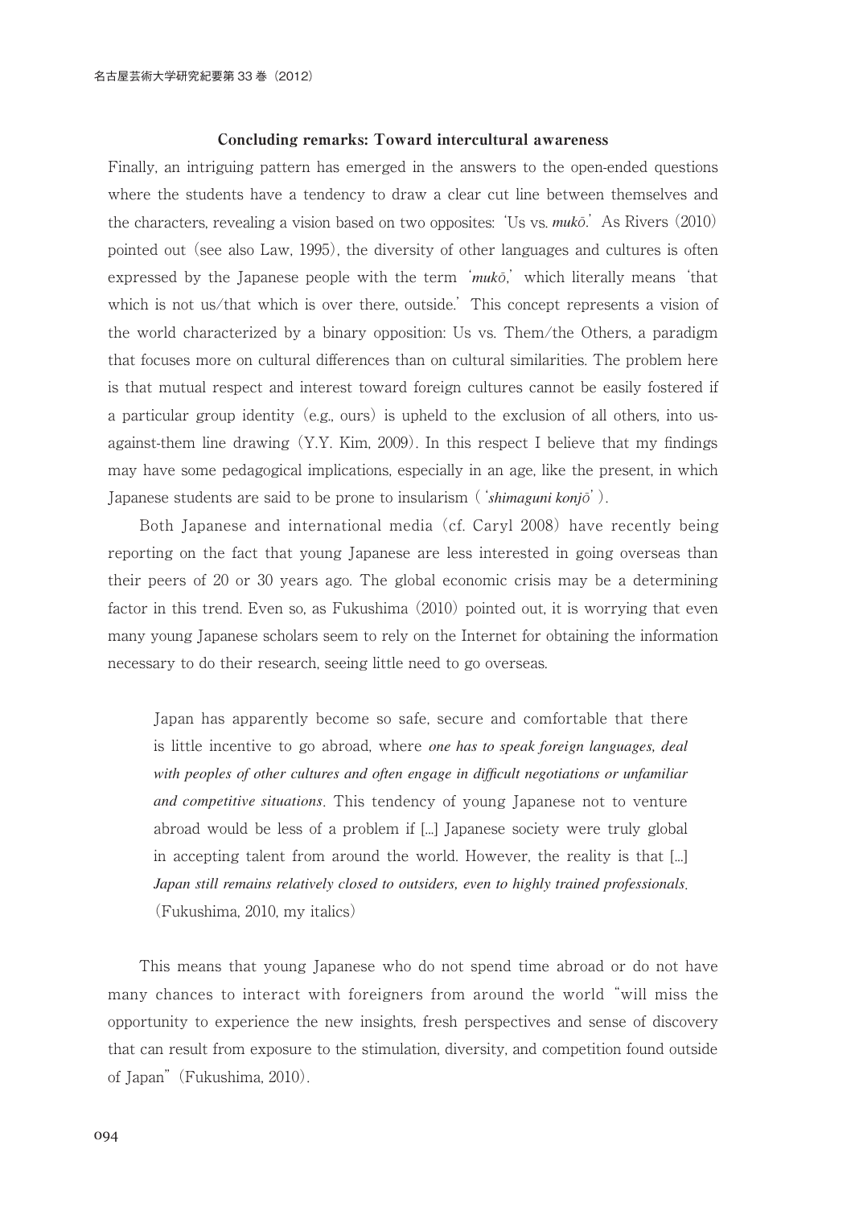## Concluding remarks: Toward intercultural awareness

Finally, an intriguing pattern has emerged in the answers to the open-ended questions where the students have a tendency to draw a clear cut line between themselves and the characters, revealing a vision based on two opposites: 'Us vs. *mukō*.' As Rivers (2010) pointed out (see also Law, 1995), the diversity of other languages and cultures is often expressed by the Japanese people with the term '*mukō*,' which literally means 'that which is not us/that which is over there, outside.' This concept represents a vision of the world characterized by a binary opposition: Us vs. Them/the Others, a paradigm that focuses more on cultural differences than on cultural similarities. The problem here is that mutual respect and interest toward foreign cultures cannot be easily fostered if a particular group identity (e.g., ours) is upheld to the exclusion of all others, into us-against-them line drawing (Y.Y. Kim, 2009). In this respect I believe that my findings may have some pedagogical implications, especially in an age, like the present, in which Japanese students are said to be prone to insularism ('*shimaguni konjō*').

Both Japanese and international media (cf. Caryl 2008) have recently being reporting on the fact that young Japanese are less interested in going overseas than their peers of 20 or 30 years ago. The global economic crisis may be a determining factor in this trend. Even so, as Fukushima (2010) pointed out, it is worrying that even many young Japanese scholars seem to rely on the Internet for obtaining the information necessary to do their research, seeing little need to go overseas.

> Japan has apparently become so safe, secure and comfortable that there is little incentive to go abroad, where *one has to speak foreign languages, deal with peoples of other cultures and often engage in difficult negotiations or unfamiliar and competitive situations*. This tendency of young Japanese not to venture abroad would be less of a problem if [...] Japanese society were truly global in accepting talent from around the world. However, the reality is that [...] *Japan still remains relatively closed to outsiders, even to highly trained professionals*. (Fukushima, 2010, my italics)

This means that young Japanese who do not spend time abroad or do not have many chances to interact with foreigners from around the world "will miss the opportunity to experience the new insights, fresh perspectives and sense of discovery that can result from exposure to the stimulation, diversity, and competition found outside of Japan" (Fukushima, 2010).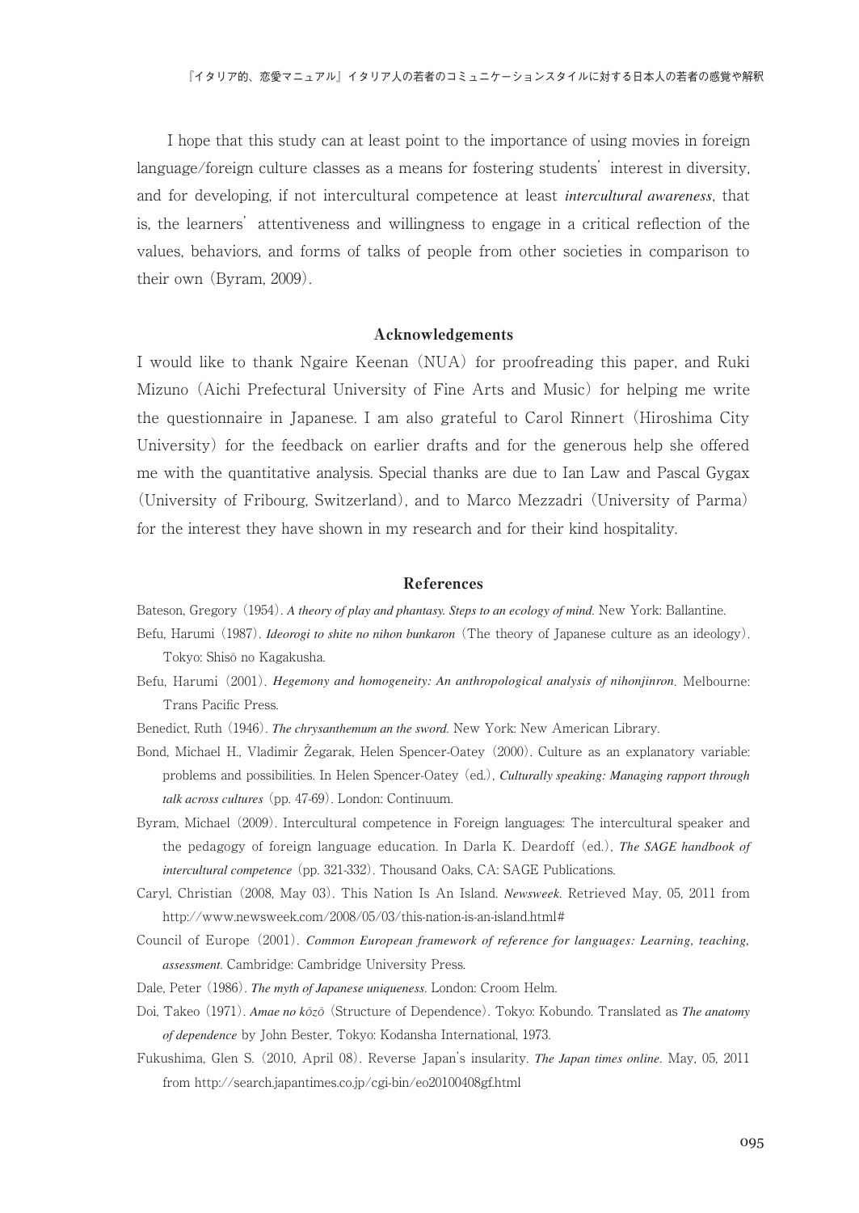I hope that this study can at least point to the importance of using movies in foreign language/foreign culture classes as a means for fostering students' interest in diversity, and for developing, if not intercultural competence at least *intercultural awareness*, that is, the learners' attentiveness and willingness to engage in a critical reflection of the values, behaviors, and forms of talks of people from other societies in comparison to their own (Byram, 2009).

## Acknowledgements

I would like to thank Ngaire Keenan (NUA) for proofreading this paper, and Ruki Mizuno (Aichi Prefectural University of Fine Arts and Music) for helping me write the questionnaire in Japanese. I am also grateful to Carol Rinnert (Hiroshima City University) for the feedback on earlier drafts and for the generous help she offered me with the quantitative analysis. Special thanks are due to Ian Law and Pascal Gygax (University of Fribourg, Switzerland), and to Marco Mezzadri (University of Parma) for the interest they have shown in my research and for their kind hospitality.

## References

Bateson, Gregory (1954). *A theory of play and phantasy. Steps to an ecology of mind*. New York: Ballantine.

Befu, Harumi (1987). *Ideorogi to shite no nihon bunkaron* (The theory of Japanese culture as an ideology). Tokyo: Shisō no Kagakusha.

Befu, Harumi (2001). *Hegemony and homogeneity: An anthropological analysis of nihonjinron*. Melbourne: Trans Pacific Press.

Benedict, Ruth (1946). *The chrysanthemum an the sword*. New York: New American Library.

Bond, Michael H., Vladimir Žegarak, Helen Spencer-Oatey (2000). Culture as an explanatory variable: problems and possibilities. In Helen Spencer-Oatey (ed.), *Culturally speaking: Managing rapport through talk across cultures* (pp. 47-69). London: Continuum.

Byram, Michael (2009). Intercultural competence in Foreign languages: The intercultural speaker and the pedagogy of foreign language education. In Darla K. Deardoff (ed.), *The SAGE handbook of intercultural competence* (pp. 321-332). Thousand Oaks, CA: SAGE Publications.

Caryl, Christian (2008, May 03). This Nation Is An Island. *Newsweek*. Retrieved May, 05, 2011 from http://www.newsweek.com/2008/05/03/this-nation-is-an-island.html#

Council of Europe (2001). *Common European framework of reference for languages: Learning, teaching, assessment*. Cambridge: Cambridge University Press.

Dale, Peter (1986). *The myth of Japanese uniqueness*. London: Croom Helm.

Doi, Takeo (1971). *Amae no kōzō* (Structure of Dependence). Tokyo: Kobundo. Translated as *The anatomy of dependence* by John Bester, Tokyo: Kodansha International, 1973.

Fukushima, Glen S. (2010, April 08). Reverse Japan's insularity. *The Japan times online*. May, 05, 2011 from http://search.japantimes.co.jp/cgi-bin/eo20100408gf.html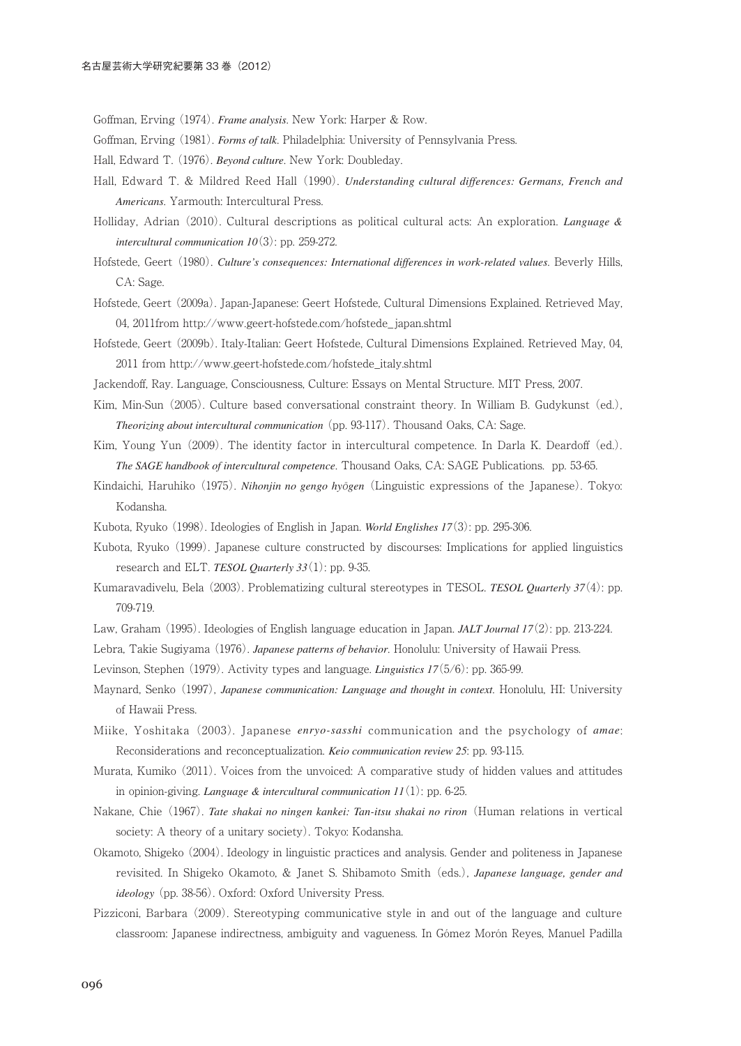Goffman, Erving (1974). *Frame analysis*. New York: Harper & Row.

Goffman, Erving (1981). *Forms of talk*. Philadelphia: University of Pennsylvania Press.

Hall, Edward T. (1976). *Beyond culture*. New York: Doubleday.

Hall, Edward T. & Mildred Reed Hall (1990). *Understanding cultural differences: Germans, French and Americans*. Yarmouth: Intercultural Press.

Holliday, Adrian (2010). Cultural descriptions as political cultural acts: An exploration. *Language & intercultural communication 10*(3): pp. 259-272.

Hofstede, Geert (1980). *Culture's consequences: International differences in work-related values*. Beverly Hills, CA: Sage.

Hofstede, Geert (2009a). Japan-Japanese: Geert Hofstede, Cultural Dimensions Explained. Retrieved May, 04, 2011from http://www.geert-hofstede.com/hofstede_japan.shtml

Hofstede, Geert (2009b). Italy-Italian: Geert Hofstede, Cultural Dimensions Explained. Retrieved May, 04, 2011 from http://www.geert-hofstede.com/hofstede_italy.shtml

Jackendoff, Ray. Language, Consciousness, Culture: Essays on Mental Structure. MIT Press, 2007.

Kim, Min-Sun (2005). Culture based conversational constraint theory. In William B. Gudykunst (ed.), *Theorizing about intercultural communication* (pp. 93-117). Thousand Oaks, CA: Sage.

Kim, Young Yun (2009). The identity factor in intercultural competence. In Darla K. Deardoff (ed.). *The SAGE handbook of intercultural competence*. Thousand Oaks, CA: SAGE Publications. pp. 53-65.

Kindaichi, Haruhiko (1975). *Nihonjin no gengo hyōgen* (Linguistic expressions of the Japanese). Tokyo: Kodansha.

Kubota, Ryuko (1998). Ideologies of English in Japan. *World Englishes 17*(3): pp. 295-306.

Kubota, Ryuko (1999). Japanese culture constructed by discourses: Implications for applied linguistics research and ELT. *TESOL Quarterly 33*(1): pp. 9-35.

Kumaravadivelu, Bela (2003). Problematizing cultural stereotypes in TESOL. *TESOL Quarterly 37*(4): pp. 709-719.

Law, Graham (1995). Ideologies of English language education in Japan. *JALT Journal 17*(2): pp. 213-224.

Lebra, Takie Sugiyama (1976). *Japanese patterns of behavior*. Honolulu: University of Hawaii Press.

Levinson, Stephen (1979). Activity types and language. *Linguistics 17*(5/6): pp. 365-99.

Maynard, Senko (1997), *Japanese communication: Language and thought in context*. Honolulu, HI: University of Hawaii Press.

Miike, Yoshitaka (2003). Japanese *enryo-sasshi* communication and the psychology of *amae*: Reconsiderations and reconceptualization. *Keio communication review 25*: pp. 93-115.

Murata, Kumiko (2011). Voices from the unvoiced: A comparative study of hidden values and attitudes in opinion-giving. *Language & intercultural communication 11*(1): pp. 6-25.

Nakane, Chie (1967). *Tate shakai no ningen kankei: Tan-itsu shakai no riron* (Human relations in vertical society: A theory of a unitary society). Tokyo: Kodansha.

Okamoto, Shigeko (2004). Ideology in linguistic practices and analysis. Gender and politeness in Japanese revisited. In Shigeko Okamoto, & Janet S. Shibamoto Smith (eds.), *Japanese language, gender and ideology* (pp. 38-56). Oxford: Oxford University Press.

Pizziconi, Barbara (2009). Stereotyping communicative style in and out of the language and culture classroom: Japanese indirectness, ambiguity and vagueness. In Gómez Morón Reyes, Manuel Padilla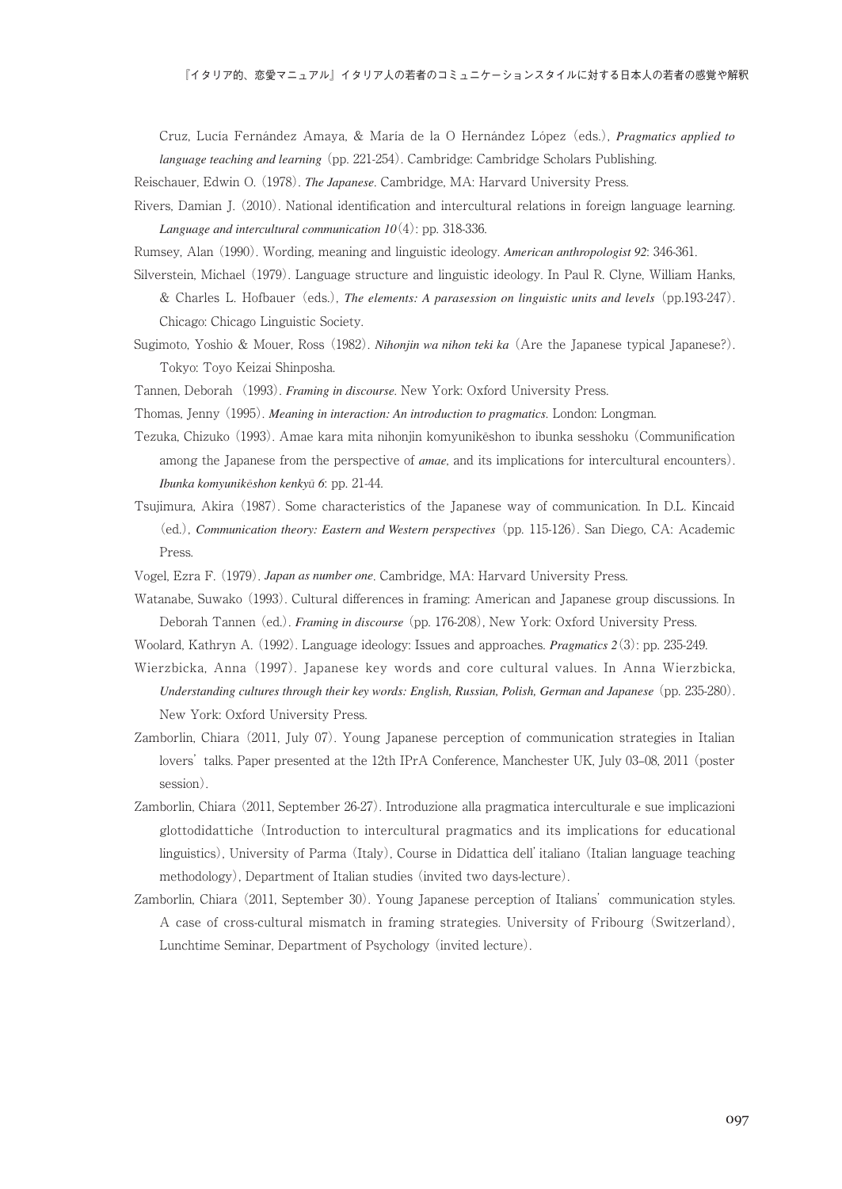Cruz, Lucía Fernández Amaya, & María de la O Hernández López (eds.), *Pragmatics applied to language teaching and learning* (pp. 221-254). Cambridge: Cambridge Scholars Publishing.

Reischauer, Edwin O. (1978). *The Japanese*. Cambridge, MA: Harvard University Press.

Rivers, Damian J. (2010). National identification and intercultural relations in foreign language learning. *Language and intercultural communication 10* (4): pp. 318-336.

Rumsey, Alan (1990). Wording, meaning and linguistic ideology. *American anthropologist 92*: 346-361.

Silverstein, Michael (1979). Language structure and linguistic ideology. In Paul R. Clyne, William Hanks, & Charles L. Hofbauer (eds.), *The elements: A parasession on linguistic units and levels* (pp.193-247). Chicago: Chicago Linguistic Society.

Sugimoto, Yoshio & Mouer, Ross (1982). *Nihonjin wa nihon teki ka* (Are the Japanese typical Japanese?). Tokyo: Toyo Keizai Shinposha.

Tannen, Deborah (1993). *Framing in discourse*. New York: Oxford University Press.

Thomas, Jenny (1995). *Meaning in interaction: An introduction to pragmatics*. London: Longman.

Tezuka, Chizuko (1993). Amae kara mita nihonjin komyunikēshon to ibunka sesshoku (Communification among the Japanese from the perspective of *amae*, and its implications for intercultural encounters). *Ibunka komyunikēshon kenkyū 6*: pp. 21-44.

Tsujimura, Akira (1987). Some characteristics of the Japanese way of communication. In D.L. Kincaid (ed.), *Communication theory: Eastern and Western perspectives* (pp. 115-126). San Diego, CA: Academic Press.

Vogel, Ezra F. (1979). *Japan as number one*. Cambridge, MA: Harvard University Press.

Watanabe, Suwako (1993). Cultural differences in framing: American and Japanese group discussions. In Deborah Tannen (ed.). *Framing in discourse* (pp. 176-208), New York: Oxford University Press.

Woolard, Kathryn A. (1992). Language ideology: Issues and approaches. *Pragmatics 2* (3): pp. 235-249.

Wierzbicka, Anna (1997). Japanese key words and core cultural values. In Anna Wierzbicka, *Understanding cultures through their key words: English, Russian, Polish, German and Japanese* (pp. 235-280). New York: Oxford University Press.

Zamborlin, Chiara (2011, July 07). Young Japanese perception of communication strategies in Italian lovers' talks. Paper presented at the 12th IPrA Conference, Manchester UK, July 03–08, 2011 (poster session).

Zamborlin, Chiara (2011, September 26-27). Introduzione alla pragmatica interculturale e sue implicazioni glottodidattiche (Introduction to intercultural pragmatics and its implications for educational linguistics), University of Parma (Italy), Course in Didattica dell' italiano (Italian language teaching methodology), Department of Italian studies (invited two days-lecture).

Zamborlin, Chiara (2011, September 30). Young Japanese perception of Italians' communication styles. A case of cross-cultural mismatch in framing strategies. University of Fribourg (Switzerland), Lunchtime Seminar, Department of Psychology (invited lecture).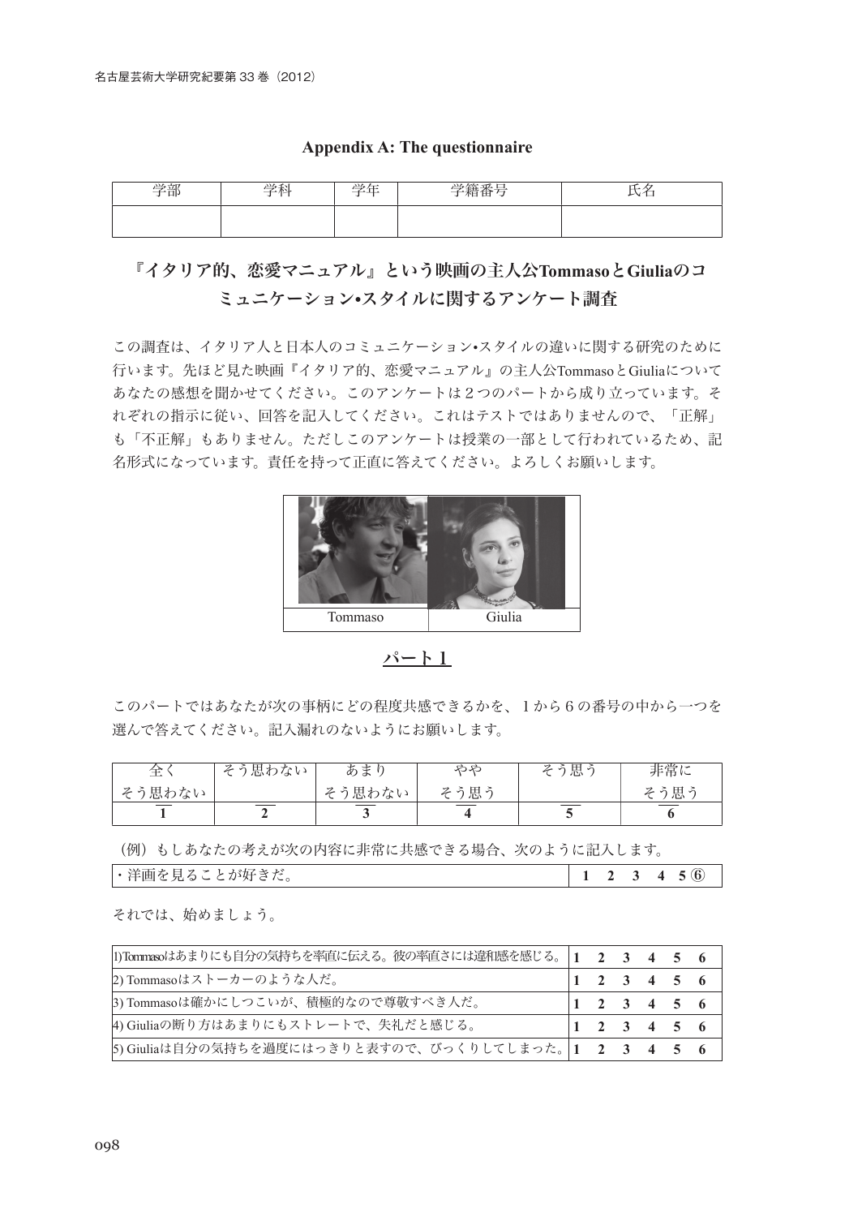## Appendix A: The questionnaire

| 学部 | 学科 | 学年 | 学籍番号 | 氏名 |
|---|---|---|---|---|
| | | | | |

## 『イタリア的、恋愛マニュアル』という映画の主人公TommasoとGiuliaのコミュニケーション•スタイルに関するアンケート調査

この調査は、イタリア人と日本人のコミュニケーション•スタイルの違いに関する研究のために行います。先ほど見た映画『イタリア的、恋愛マニュアル』の主人公TommasoとGiuliaについてあなたの感想を聞かせてください。このアンケートは２つのパートから成り立っています。それぞれの指示に従い、回答を記入してください。これはテストではありませんので、「正解」も「不正解」もありません。ただしこのアンケートは授業の一部として行われているため、記名形式になっています。責任を持って正直に答えてください。よろしくお願いします。

| Tommaso | Giulia |
|---|---|

### パート１

このパートではあなたが次の事柄にどの程度共感できるかを、１から６の番号の中から一つを選んで答えてください。記入漏れのないようにお願いします。

| 全く<br>そう思わない | そう思わない | あまり<br>そう思わない | やや<br>そう思う | そう思う | 非常に<br>そう思う |
|---|---|---|---|---|---|
| 1 | 2 | 3 | 4 | 5 | 6 |

（例）もしあなたの考えが次の内容に非常に共感できる場合、次のように記入します。

| ・洋画を見ることが好きだ。 | 1　2　3　4　5 ⑥ |
|---|---|

それでは、始めましょう。

| | |
|---|---|
| 1) Tommasoはあまりにも自分の気持ちを率直に伝える。彼の率直さには違和感を感じる。 | 1　2　3　4　5　6 |
| 2) Tommasoはストーカーのような人だ。 | 1　2　3　4　5　6 |
| 3) Tommasoは確かにしつこいが、積極的なので尊敬すべき人だ。 | 1　2　3　4　5　6 |
| 4) Giuliaの断り方はあまりにもストレートで、失礼だと感じる。 | 1　2　3　4　5　6 |
| 5) Giuliaは自分の気持ちを過度にはっきりと表すので、びっくりしてしまった。 | 1　2　3　4　5　6 |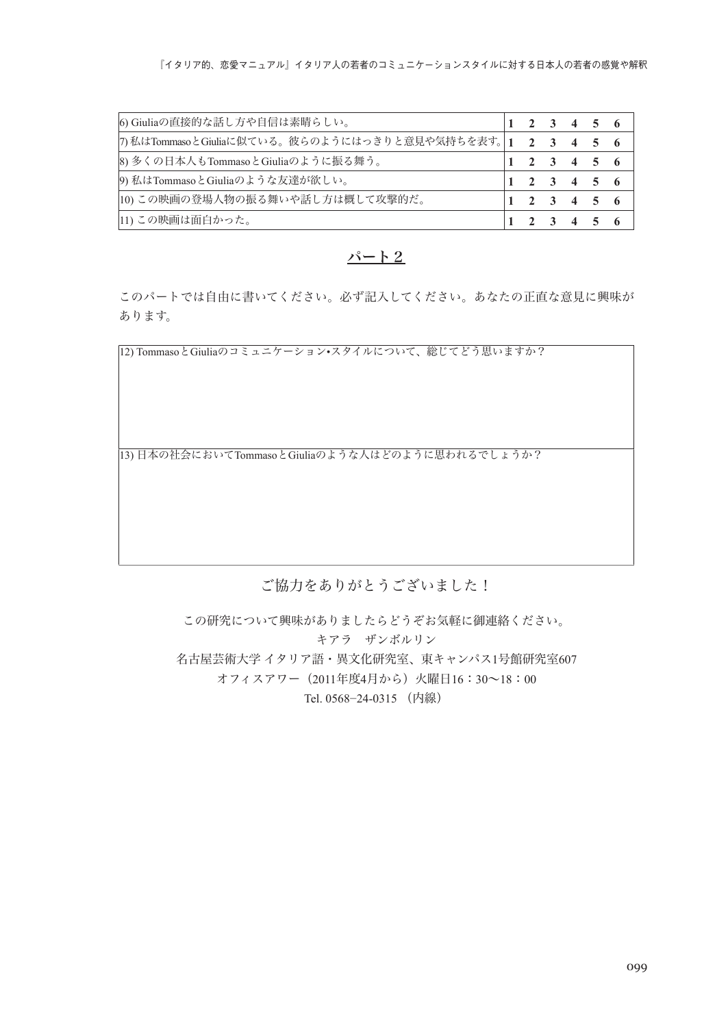| | | | | | | |
|---|---|---|---|---|---|---|
| 6) Giuliaの直接的な話し方や自信は素晴らしい。 | **1** | **2** | **3** | **4** | **5** | **6** |
| 7) 私はTommasoとGiuliaに似ている。彼らのようにはっきりと意見や気持ちを表す。 | **1** | **2** | **3** | **4** | **5** | **6** |
| 8) 多くの日本人もTommasoとGiuliaのように振る舞う。 | **1** | **2** | **3** | **4** | **5** | **6** |
| 9) 私はTommasoとGiuliaのような友達が欲しい。 | **1** | **2** | **3** | **4** | **5** | **6** |
| 10) この映画の登場人物の振る舞いや話し方は概して攻撃的だ。 | **1** | **2** | **3** | **4** | **5** | **6** |
| 11) この映画は面白かった。 | **1** | **2** | **3** | **4** | **5** | **6** |

## パート２

このパートでは自由に書いてください。必ず記入してください。あなたの正直な意見に興味があります。

| 12) TommasoとGiuliaのコミュニケーション•スタイルについて、総じてどう思いますか？ |
|---|
| 13) 日本の社会においてTommasoとGiuliaのような人はどのように思われるでしょうか？ |

ご協力をありがとうございました！

この研究について興味がありましたらどうぞお気軽に御連絡ください。

キアラ　ザンボルリン

名古屋芸術大学 イタリア語・異文化研究室、東キャンパス1号館研究室607

オフィスアワー（2011年度4月から）火曜日16：30〜18：00

Tel. 0568−24-0315 （内線）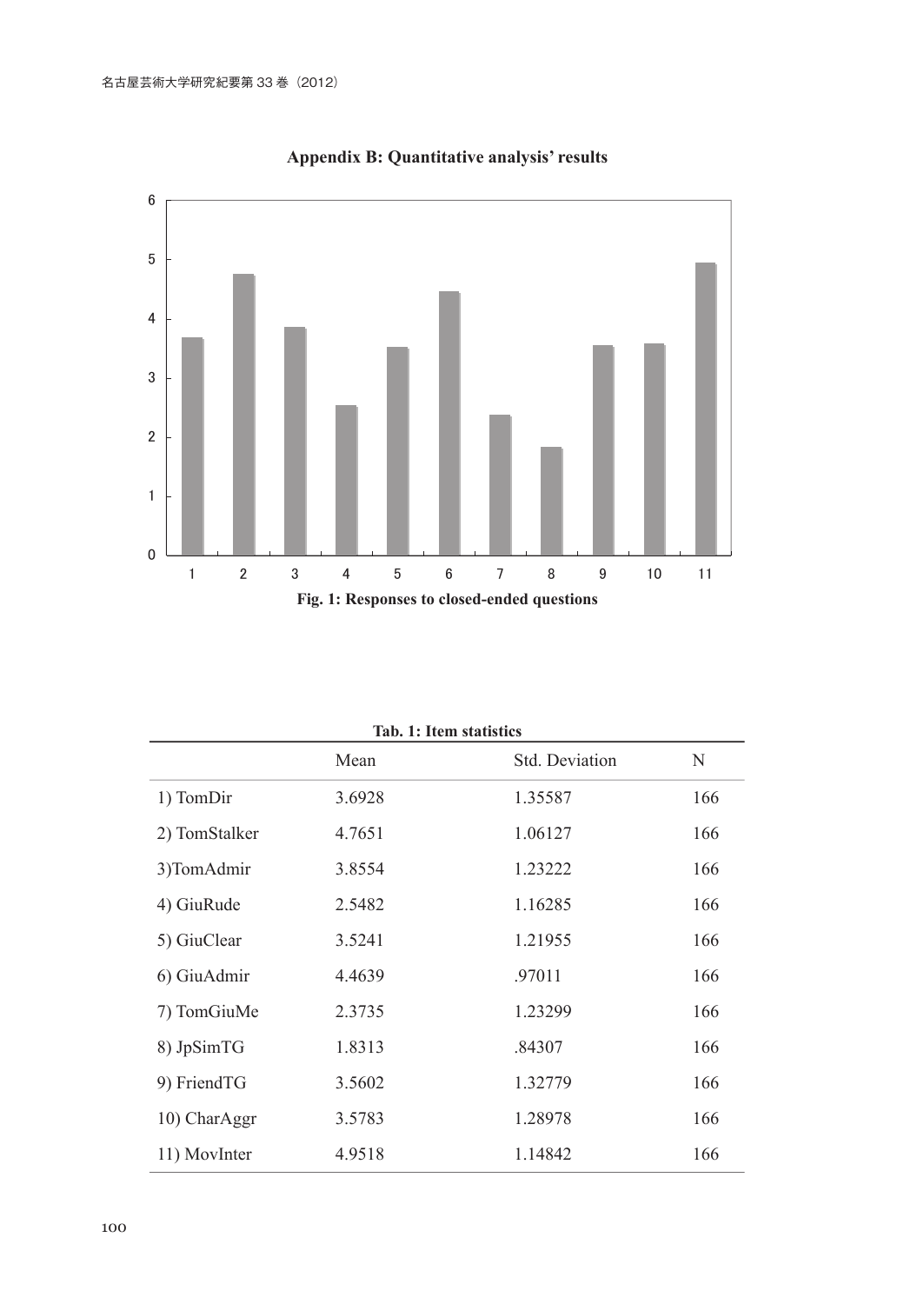## Appendix B: Quantitative analysis' results

Fig. 1: Responses to closed-ended questions

| Tab. 1: Item statistics | | | |
|---|---|---|---|
| | Mean | Std. Deviation | N |
| 1) TomDir | 3.6928 | 1.35587 | 166 |
| 2) TomStalker | 4.7651 | 1.06127 | 166 |
| 3)TomAdmir | 3.8554 | 1.23222 | 166 |
| 4) GiuRude | 2.5482 | 1.16285 | 166 |
| 5) GiuClear | 3.5241 | 1.21955 | 166 |
| 6) GiuAdmir | 4.4639 | .97011 | 166 |
| 7) TomGiuMe | 2.3735 | 1.23299 | 166 |
| 8) JpSimTG | 1.8313 | .84307 | 166 |
| 9) FriendTG | 3.5602 | 1.32779 | 166 |
| 10) CharAggr | 3.5783 | 1.28978 | 166 |
| 11) MovInter | 4.9518 | 1.14842 | 166 |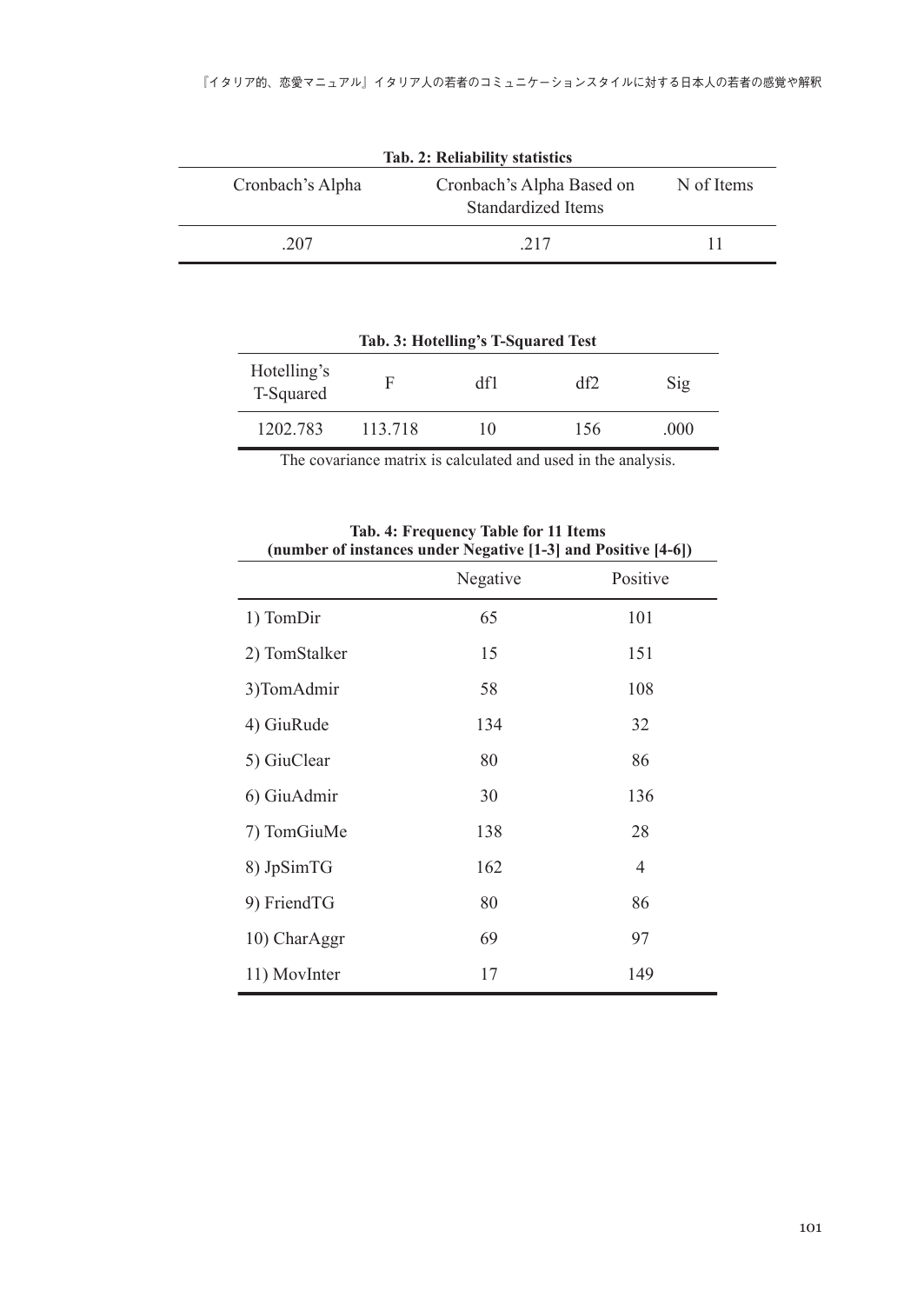**Tab. 2: Reliability statistics**

| Cronbach's Alpha | Cronbach's Alpha Based on Standardized Items | N of Items |
|---|---|---|
| .207 | .217 | 11 |

**Tab. 3: Hotelling's T-Squared Test**

| Hotelling's T-Squared | F | df1 | df2 | Sig |
|---|---|---|---|---|
| 1202.783 | 113.718 | 10 | 156 | .000 |

The covariance matrix is calculated and used in the analysis.

**Tab. 4: Frequency Table for 11 Items**
**(number of instances under Negative [1-3] and Positive [4-6])**

| | Negative | Positive |
|---|---|---|
| 1) TomDir | 65 | 101 |
| 2) TomStalker | 15 | 151 |
| 3)TomAdmir | 58 | 108 |
| 4) GiuRude | 134 | 32 |
| 5) GiuClear | 80 | 86 |
| 6) GiuAdmir | 30 | 136 |
| 7) TomGiuMe | 138 | 28 |
| 8) JpSimTG | 162 | 4 |
| 9) FriendTG | 80 | 86 |
| 10) CharAggr | 69 | 97 |
| 11) MovInter | 17 | 149 |